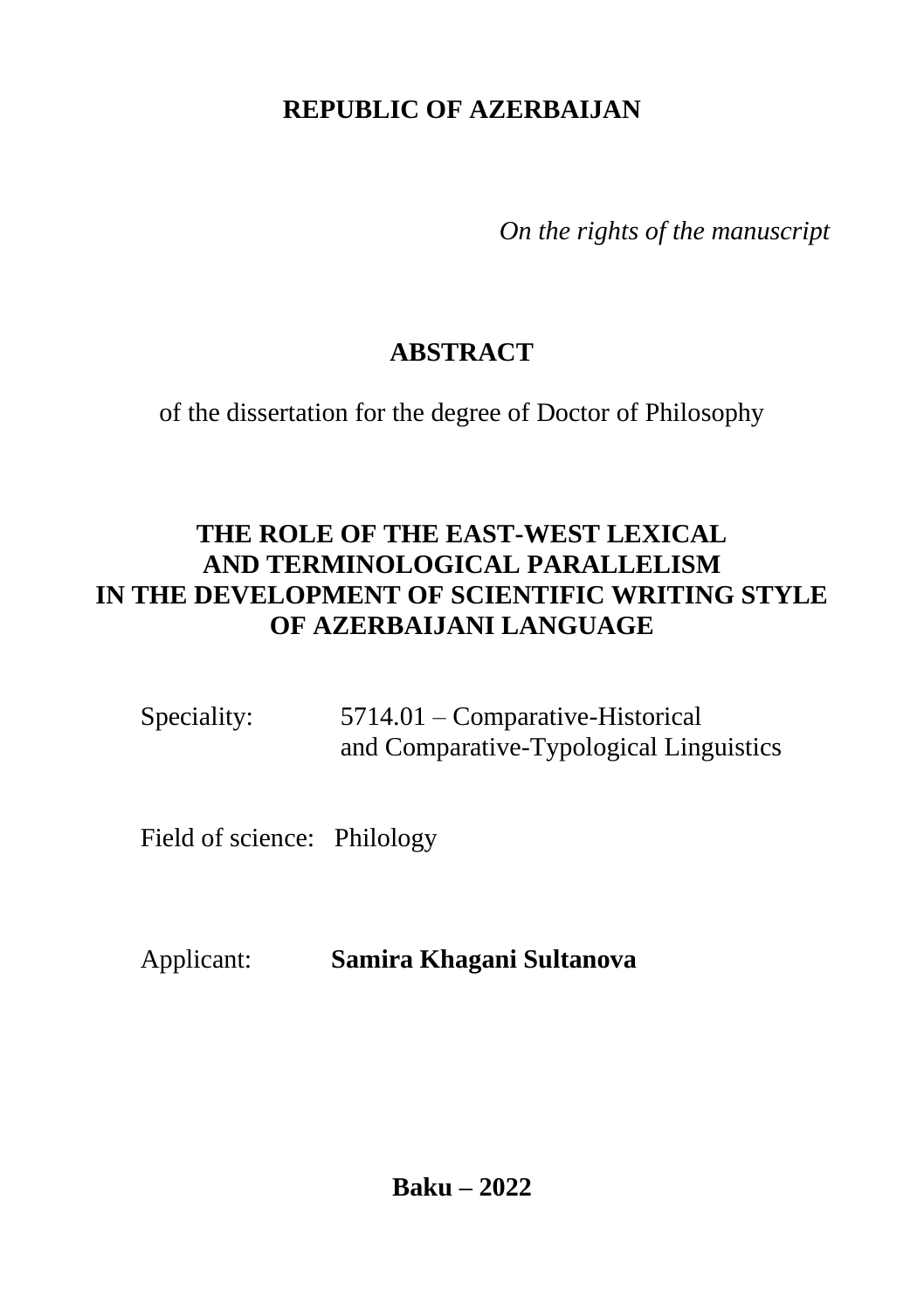**REPUBLIC OF AZERBAIJAN**

*On the rights of the manuscript*

# ABSTRACT

of the dissertation for the degree of Doctor of Philosophy

# THE ROLE OF THE EAST-WEST LEXICAL AND TERMINOLOGICAL PARALLELISM IN THE DEVELOPMENT OF SCIENTIFIC WRITING STYLE OF AZERBAIJANI LANGUAGE

Speciality: 5714.01 – Comparative-Historical and Comparative-Typological Linguistics

Field of science: Philology

Applicant: **Samira Khagani Sultanova**

**Baku – 2022**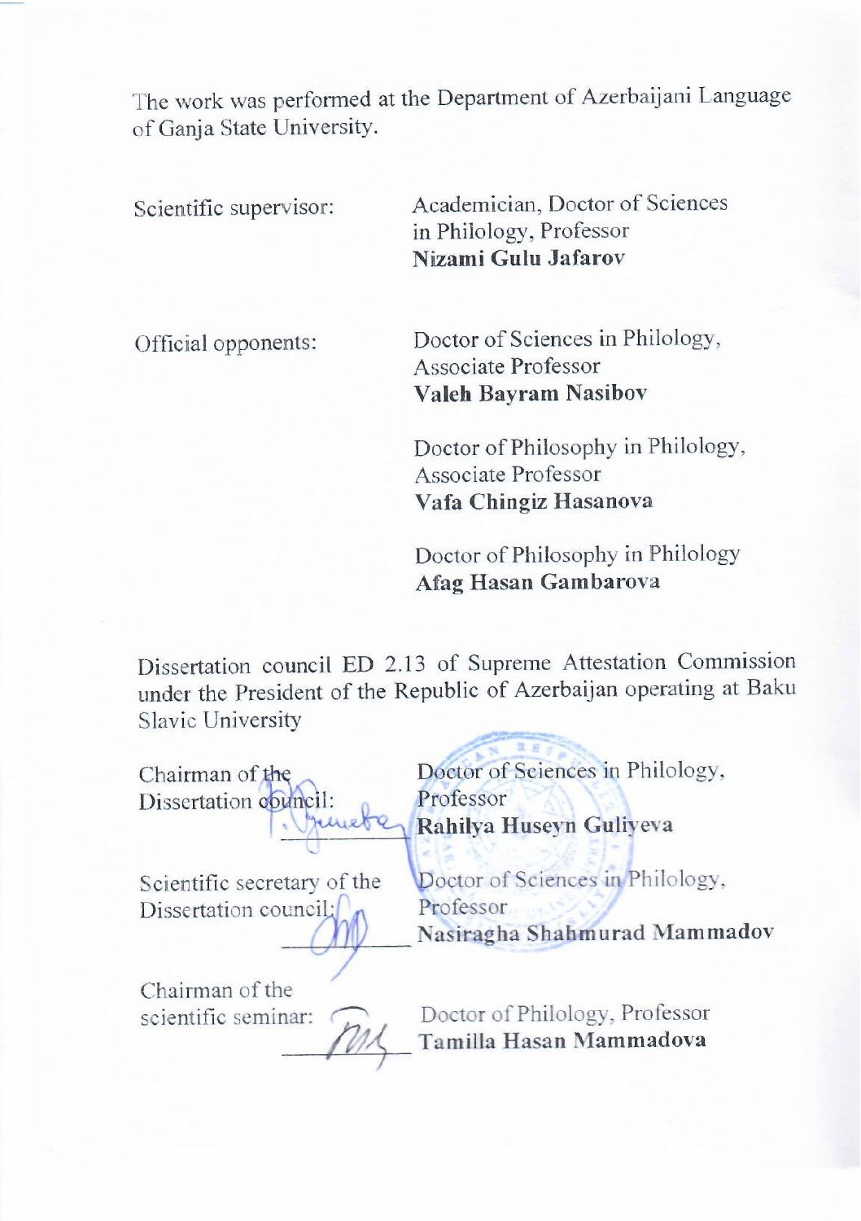The work was performed at the Department of Azerbaijani Language of Ganja State University.

| | |
|---|---|
| Scientific supervisor: | Academician, Doctor of Sciences in Philology, Professor **Nizami Gulu Jafarov** |
| Official opponents: | Doctor of Sciences in Philology, Associate Professor **Valeh Bayram Nasibov** |
| | Doctor of Philosophy in Philology, Associate Professor **Vafa Chingiz Hasanova** |
| | Doctor of Philosophy in Philology **Afag Hasan Gambarova** |

Dissertation council ED 2.13 of Supreme Attestation Commission under the President of the Republic of Azerbaijan operating at Baku Slavic University

| | |
|---|---|
| Chairman of the Dissertation council: | Doctor of Sciences in Philology, Professor **Rahilya Huseyn Guliyeva** |
| Scientific secretary of the Dissertation council: | Doctor of Sciences in Philology, Professor **Nasiragha Shahmurad Mammadov** |
| Chairman of the scientific seminar: | Doctor of Philology, Professor **Tamilla Hasan Mammadova** |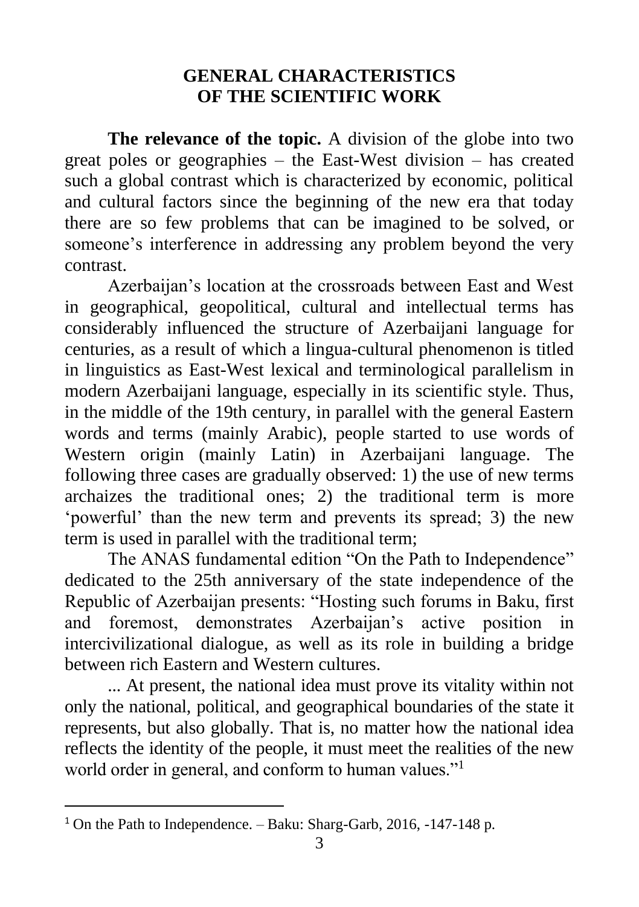# GENERAL CHARACTERISTICS OF THE SCIENTIFIC WORK

**The relevance of the topic.** A division of the globe into two great poles or geographies – the East-West division – has created such a global contrast which is characterized by economic, political and cultural factors since the beginning of the new era that today there are so few problems that can be imagined to be solved, or someone's interference in addressing any problem beyond the very contrast.

Azerbaijan's location at the crossroads between East and West in geographical, geopolitical, cultural and intellectual terms has considerably influenced the structure of Azerbaijani language for centuries, as a result of which a lingua-cultural phenomenon is titled in linguistics as East-West lexical and terminological parallelism in modern Azerbaijani language, especially in its scientific style. Thus, in the middle of the 19th century, in parallel with the general Eastern words and terms (mainly Arabic), people started to use words of Western origin (mainly Latin) in Azerbaijani language. The following three cases are gradually observed: 1) the use of new terms archaizes the traditional ones; 2) the traditional term is more 'powerful' than the new term and prevents its spread; 3) the new term is used in parallel with the traditional term;

The ANAS fundamental edition "On the Path to Independence" dedicated to the 25th anniversary of the state independence of the Republic of Azerbaijan presents: "Hosting such forums in Baku, first and foremost, demonstrates Azerbaijan's active position in intercivilizational dialogue, as well as its role in building a bridge between rich Eastern and Western cultures.

... At present, the national idea must prove its vitality within not only the national, political, and geographical boundaries of the state it represents, but also globally. That is, no matter how the national idea reflects the identity of the people, it must meet the realities of the new world order in general, and conform to human values."[1]

---

[1] On the Path to Independence. – Baku: Sharg-Garb, 2016, -147-148 p.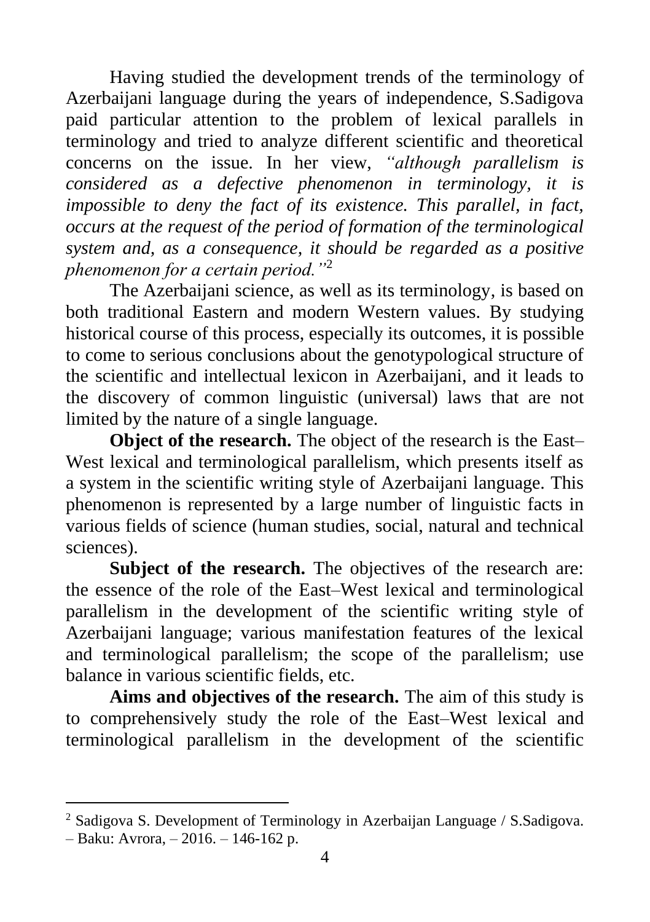Having studied the development trends of the terminology of Azerbaijani language during the years of independence, S.Sadigova paid particular attention to the problem of lexical parallels in terminology and tried to analyze different scientific and theoretical concerns on the issue. In her view, *"although parallelism is considered as a defective phenomenon in terminology, it is impossible to deny the fact of its existence. This parallel, in fact, occurs at the request of the period of formation of the terminological system and, as a consequence, it should be regarded as a positive phenomenon for a certain period."*[2]

The Azerbaijani science, as well as its terminology, is based on both traditional Eastern and modern Western values. By studying historical course of this process, especially its outcomes, it is possible to come to serious conclusions about the genotypological structure of the scientific and intellectual lexicon in Azerbaijani, and it leads to the discovery of common linguistic (universal) laws that are not limited by the nature of a single language.

**Object of the research.** The object of the research is the East–West lexical and terminological parallelism, which presents itself as a system in the scientific writing style of Azerbaijani language. This phenomenon is represented by a large number of linguistic facts in various fields of science (human studies, social, natural and technical sciences).

**Subject of the research.** The objectives of the research are: the essence of the role of the East–West lexical and terminological parallelism in the development of the scientific writing style of Azerbaijani language; various manifestation features of the lexical and terminological parallelism; the scope of the parallelism; use balance in various scientific fields, etc.

**Aims and objectives of the research.** The aim of this study is to comprehensively study the role of the East–West lexical and terminological parallelism in the development of the scientific

---

[2] Sadigova S. Development of Terminology in Azerbaijan Language / S.Sadigova. – Baku: Avrora, – 2016. – 146-162 p.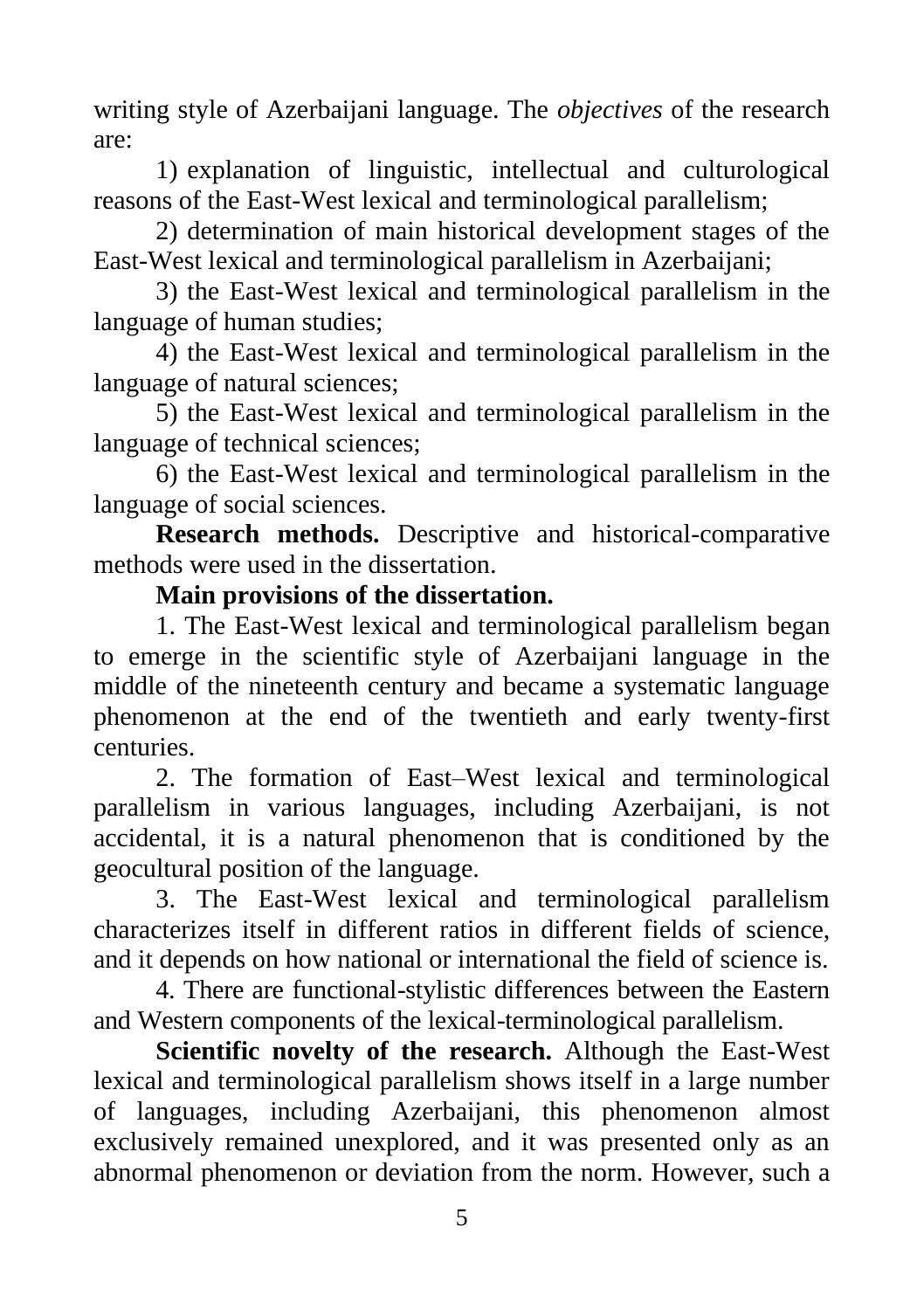writing style of Azerbaijani language. The *objectives* of the research are:

1) explanation of linguistic, intellectual and culturological reasons of the East-West lexical and terminological parallelism;

2) determination of main historical development stages of the East-West lexical and terminological parallelism in Azerbaijani;

3) the East-West lexical and terminological parallelism in the language of human studies;

4) the East-West lexical and terminological parallelism in the language of natural sciences;

5) the East-West lexical and terminological parallelism in the language of technical sciences;

6) the East-West lexical and terminological parallelism in the language of social sciences.

**Research methods.** Descriptive and historical-comparative methods were used in the dissertation.

**Main provisions of the dissertation.**

1. The East-West lexical and terminological parallelism began to emerge in the scientific style of Azerbaijani language in the middle of the nineteenth century and became a systematic language phenomenon at the end of the twentieth and early twenty-first centuries.

2. The formation of East–West lexical and terminological parallelism in various languages, including Azerbaijani, is not accidental, it is a natural phenomenon that is conditioned by the geocultural position of the language.

3. The East-West lexical and terminological parallelism characterizes itself in different ratios in different fields of science, and it depends on how national or international the field of science is.

4. There are functional-stylistic differences between the Eastern and Western components of the lexical-terminological parallelism.

**Scientific novelty of the research.** Although the East-West lexical and terminological parallelism shows itself in a large number of languages, including Azerbaijani, this phenomenon almost exclusively remained unexplored, and it was presented only as an abnormal phenomenon or deviation from the norm. However, such a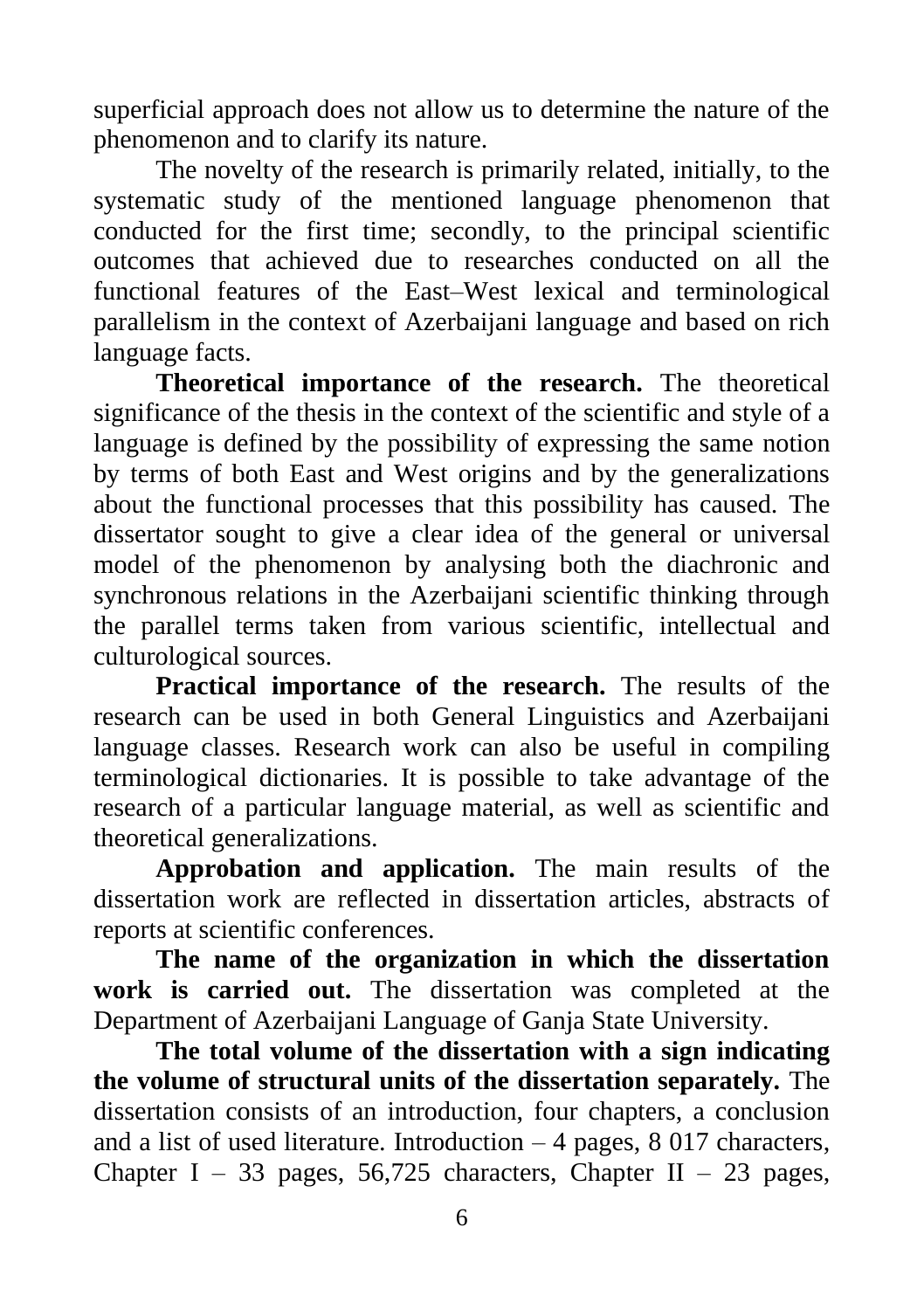superficial approach does not allow us to determine the nature of the phenomenon and to clarify its nature.

The novelty of the research is primarily related, initially, to the systematic study of the mentioned language phenomenon that conducted for the first time; secondly, to the principal scientific outcomes that achieved due to researches conducted on all the functional features of the East–West lexical and terminological parallelism in the context of Azerbaijani language and based on rich language facts.

**Theoretical importance of the research.** The theoretical significance of the thesis in the context of the scientific and style of a language is defined by the possibility of expressing the same notion by terms of both East and West origins and by the generalizations about the functional processes that this possibility has caused. The dissertator sought to give a clear idea of the general or universal model of the phenomenon by analysing both the diachronic and synchronous relations in the Azerbaijani scientific thinking through the parallel terms taken from various scientific, intellectual and culturological sources.

**Practical importance of the research.** The results of the research can be used in both General Linguistics and Azerbaijani language classes. Research work can also be useful in compiling terminological dictionaries. It is possible to take advantage of the research of a particular language material, as well as scientific and theoretical generalizations.

**Approbation and application.** The main results of the dissertation work are reflected in dissertation articles, abstracts of reports at scientific conferences.

**The name of the organization in which the dissertation work is carried out.** The dissertation was completed at the Department of Azerbaijani Language of Ganja State University.

**The total volume of the dissertation with a sign indicating the volume of structural units of the dissertation separately.** The dissertation consists of an introduction, four chapters, a conclusion and a list of used literature. Introduction – 4 pages, 8 017 characters, Chapter I – 33 pages, 56,725 characters, Chapter II – 23 pages,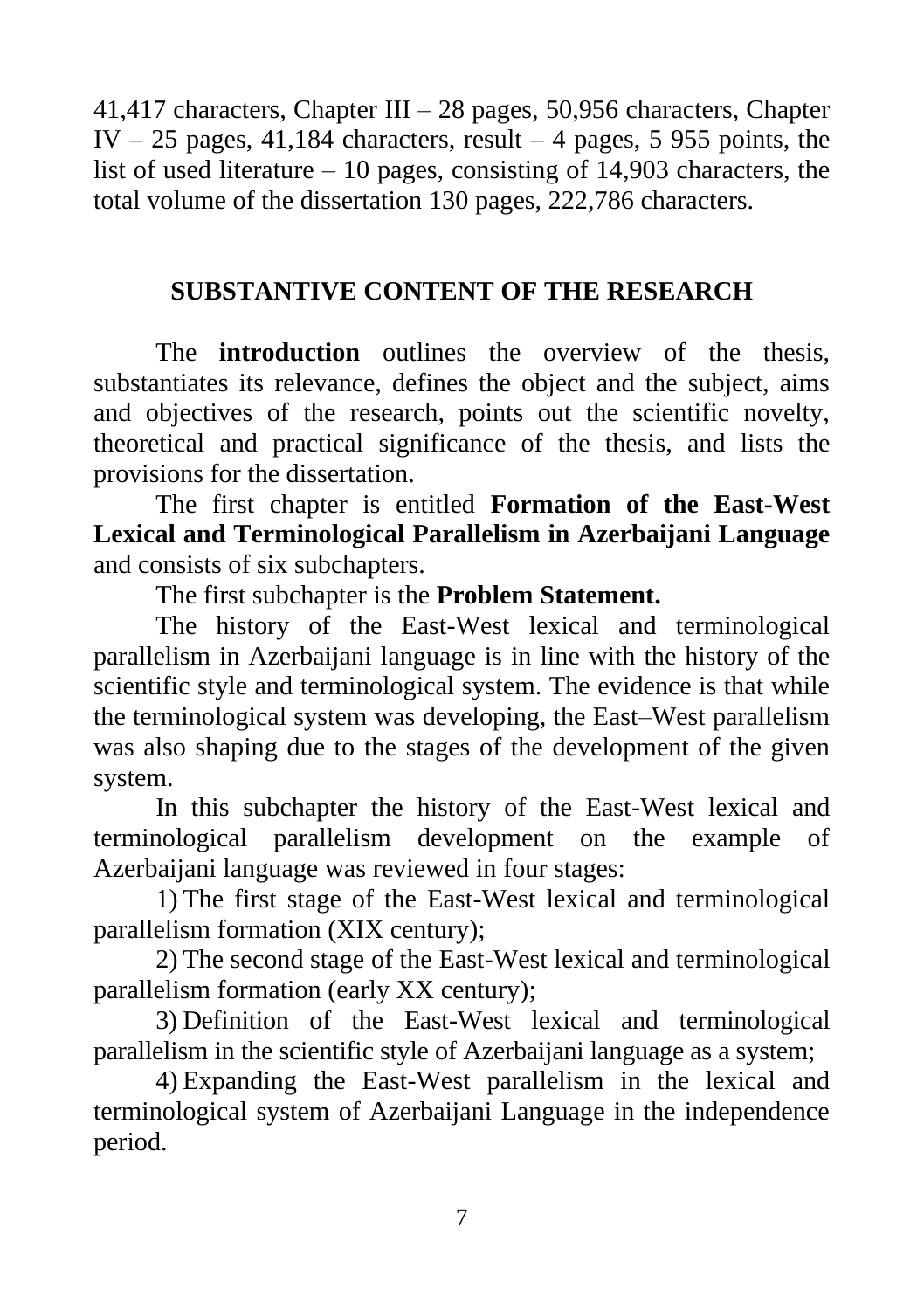41,417 characters, Chapter III – 28 pages, 50,956 characters, Chapter IV – 25 pages, 41,184 characters, result – 4 pages, 5 955 points, the list of used literature – 10 pages, consisting of 14,903 characters, the total volume of the dissertation 130 pages, 222,786 characters.

## SUBSTANTIVE CONTENT OF THE RESEARCH

The **introduction** outlines the overview of the thesis, substantiates its relevance, defines the object and the subject, aims and objectives of the research, points out the scientific novelty, theoretical and practical significance of the thesis, and lists the provisions for the dissertation.

The first chapter is entitled **Formation of the East-West Lexical and Terminological Parallelism in Azerbaijani Language** and consists of six subchapters.

The first subchapter is the **Problem Statement.**

The history of the East-West lexical and terminological parallelism in Azerbaijani language is in line with the history of the scientific style and terminological system. The evidence is that while the terminological system was developing, the East–West parallelism was also shaping due to the stages of the development of the given system.

In this subchapter the history of the East-West lexical and terminological parallelism development on the example of Azerbaijani language was reviewed in four stages:

1) The first stage of the East-West lexical and terminological parallelism formation (XIX century);

2) The second stage of the East-West lexical and terminological parallelism formation (early XX century);

3) Definition of the East-West lexical and terminological parallelism in the scientific style of Azerbaijani language as a system;

4) Expanding the East-West parallelism in the lexical and terminological system of Azerbaijani Language in the independence period.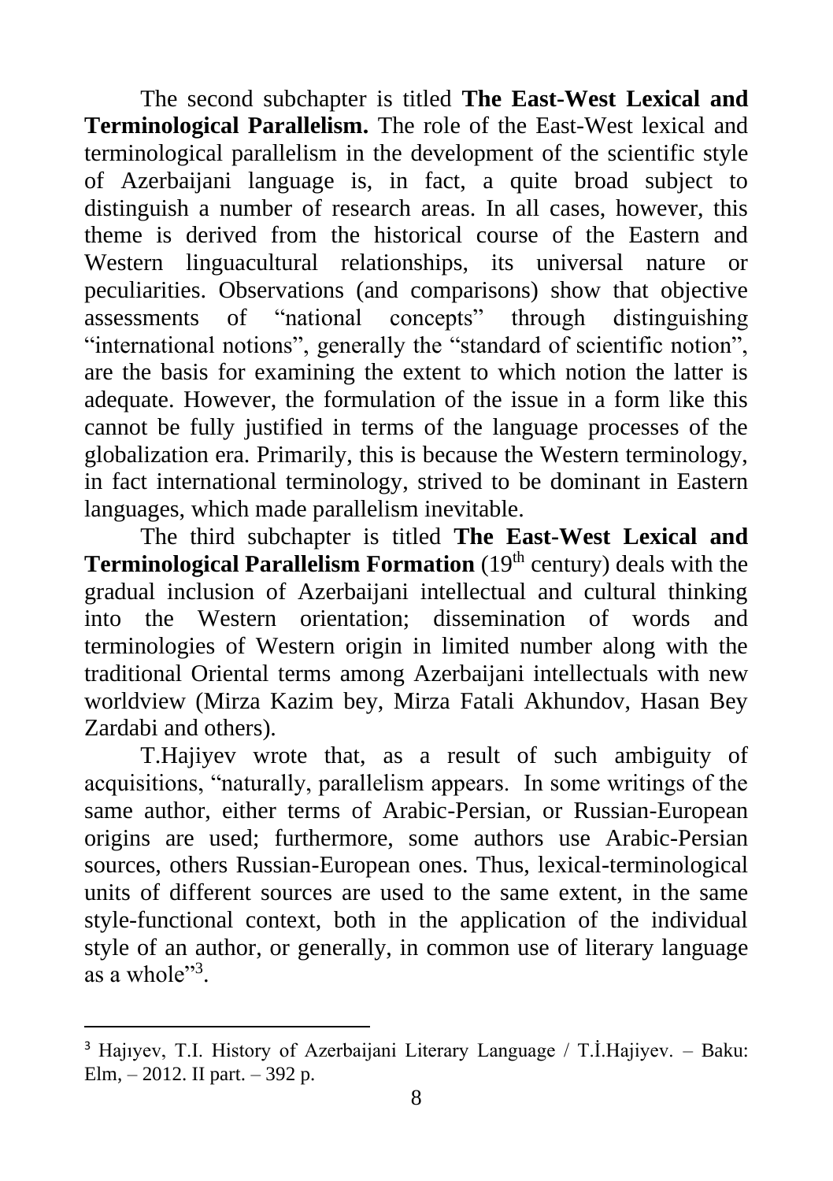The second subchapter is titled **The East-West Lexical and Terminological Parallelism.** The role of the East-West lexical and terminological parallelism in the development of the scientific style of Azerbaijani language is, in fact, a quite broad subject to distinguish a number of research areas. In all cases, however, this theme is derived from the historical course of the Eastern and Western linguacultural relationships, its universal nature or peculiarities. Observations (and comparisons) show that objective assessments of "national concepts" through distinguishing "international notions", generally the "standard of scientific notion", are the basis for examining the extent to which notion the latter is adequate. However, the formulation of the issue in a form like this cannot be fully justified in terms of the language processes of the globalization era. Primarily, this is because the Western terminology, in fact international terminology, strived to be dominant in Eastern languages, which made parallelism inevitable.

The third subchapter is titled **The East-West Lexical and Terminological Parallelism Formation** (19th century) deals with the gradual inclusion of Azerbaijani intellectual and cultural thinking into the Western orientation; dissemination of words and terminologies of Western origin in limited number along with the traditional Oriental terms among Azerbaijani intellectuals with new worldview (Mirza Kazim bey, Mirza Fatali Akhundov, Hasan Bey Zardabi and others).

T.Hajiyev wrote that, as a result of such ambiguity of acquisitions, "naturally, parallelism appears. In some writings of the same author, either terms of Arabic-Persian, or Russian-European origins are used; furthermore, some authors use Arabic-Persian sources, others Russian-European ones. Thus, lexical-terminological units of different sources are used to the same extent, in the same style-functional context, both in the application of the individual style of an author, or generally, in common use of literary language as a whole"[3].

---

[3] Hajıyev, T.I. History of Azerbaijani Literary Language / T.İ.Hajiyev. – Baku: Elm, – 2012. II part. – 392 p.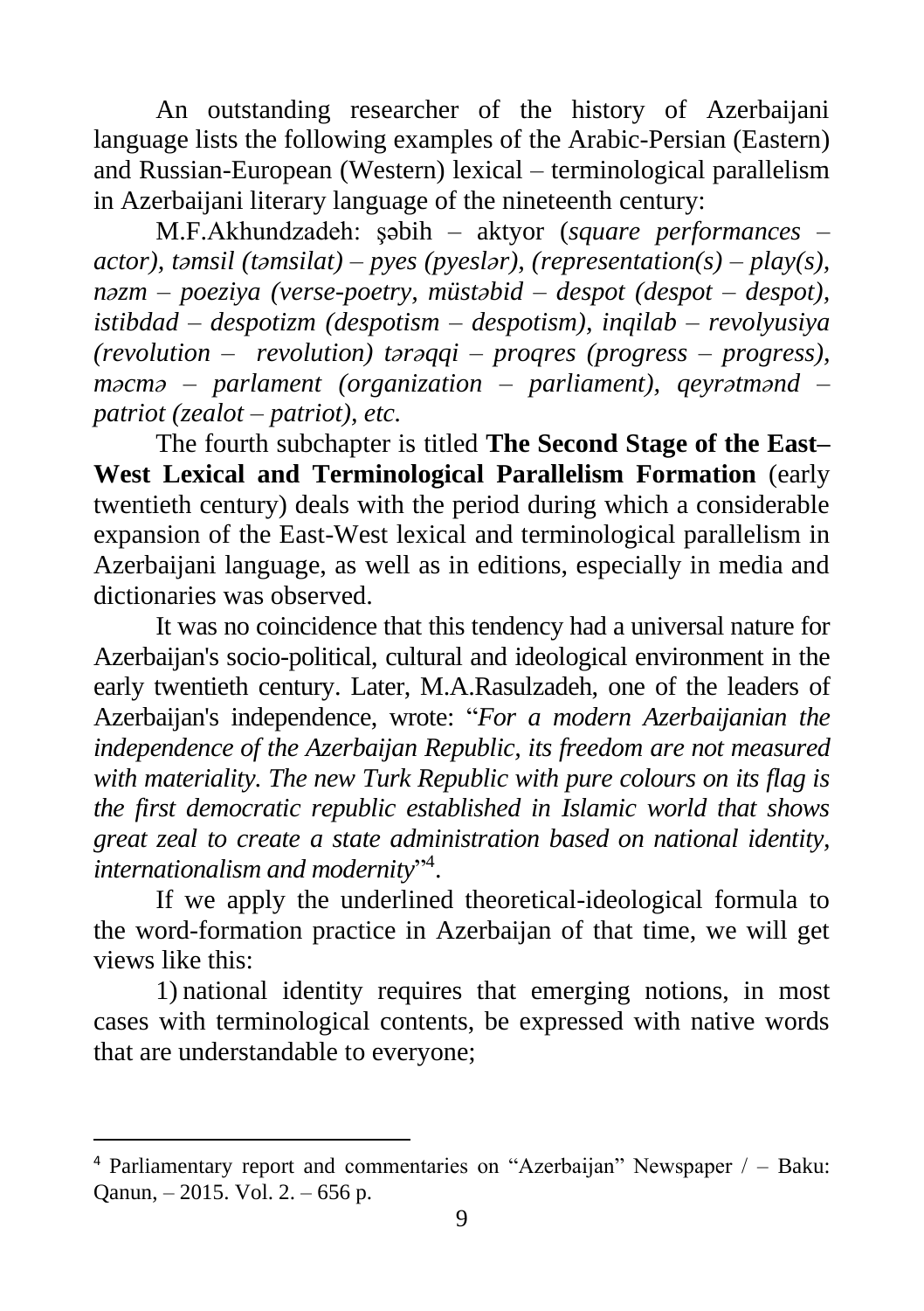An outstanding researcher of the history of Azerbaijani language lists the following examples of the Arabic-Persian (Eastern) and Russian-European (Western) lexical – terminological parallelism in Azerbaijani literary language of the nineteenth century:

M.F.Akhundzadeh: şəbih – aktyor (*square performances – actor), təmsil (təmsilat) – pyes (pyeslər), (representation(s) – play(s), nəzm – poeziya (verse-poetry, müstəbid – despot (despot – despot), istibdad – despotizm (despotism – despotism), inqilab – revolyusiya (revolution – revolution) tərəqqi – proqres (progress – progress), məcmə – parlament (organization – parliament), qeyrətmənd – patriot (zealot – patriot), etc.*

The fourth subchapter is titled **The Second Stage of the East–West Lexical and Terminological Parallelism Formation** (early twentieth century) deals with the period during which a considerable expansion of the East-West lexical and terminological parallelism in Azerbaijani language, as well as in editions, especially in media and dictionaries was observed.

It was no coincidence that this tendency had a universal nature for Azerbaijan's socio-political, cultural and ideological environment in the early twentieth century. Later, M.A.Rasulzadeh, one of the leaders of Azerbaijan's independence, wrote: "*For a modern Azerbaijanian the independence of the Azerbaijan Republic, its freedom are not measured with materiality. The new Turk Republic with pure colours on its flag is the first democratic republic established in Islamic world that shows great zeal to create a state administration based on national identity, internationalism and modernity*"[4].

If we apply the underlined theoretical-ideological formula to the word-formation practice in Azerbaijan of that time, we will get views like this:

1) national identity requires that emerging notions, in most cases with terminological contents, be expressed with native words that are understandable to everyone;

---

[4] Parliamentary report and commentaries on "Azerbaijan" Newspaper / – Baku: Qanun, – 2015. Vol. 2. – 656 p.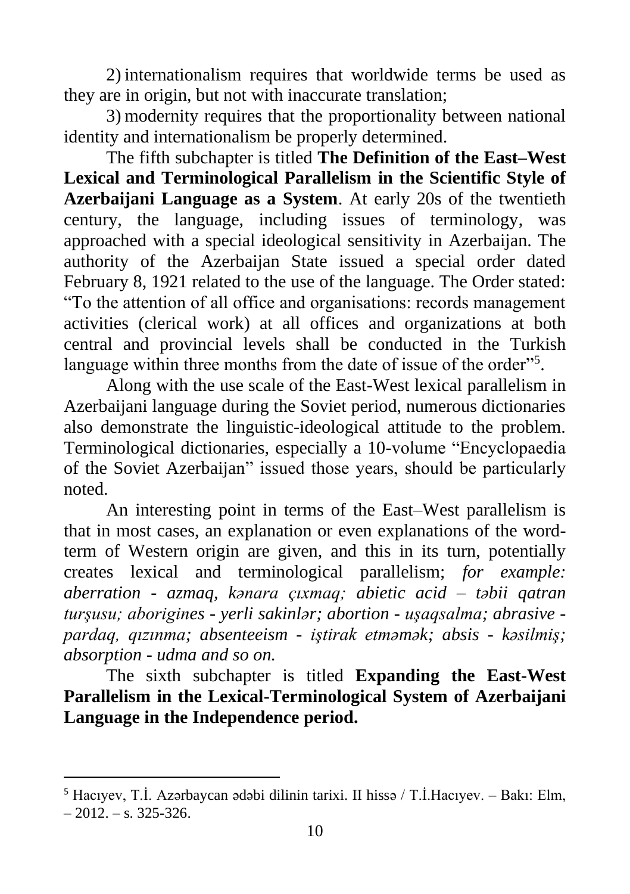2) internationalism requires that worldwide terms be used as they are in origin, but not with inaccurate translation;

3) modernity requires that the proportionality between national identity and internationalism be properly determined.

The fifth subchapter is titled **The Definition of the East–West Lexical and Terminological Parallelism in the Scientific Style of Azerbaijani Language as a System**. At early 20s of the twentieth century, the language, including issues of terminology, was approached with a special ideological sensitivity in Azerbaijan. The authority of the Azerbaijan State issued a special order dated February 8, 1921 related to the use of the language. The Order stated: "To the attention of all office and organisations: records management activities (clerical work) at all offices and organizations at both central and provincial levels shall be conducted in the Turkish language within three months from the date of issue of the order"[5].

Along with the use scale of the East-West lexical parallelism in Azerbaijani language during the Soviet period, numerous dictionaries also demonstrate the linguistic-ideological attitude to the problem. Terminological dictionaries, especially a 10-volume "Encyclopaedia of the Soviet Azerbaijan" issued those years, should be particularly noted.

An interesting point in terms of the East–West parallelism is that in most cases, an explanation or even explanations of the word-term of Western origin are given, and this in its turn, potentially creates lexical and terminological parallelism; *for example: aberration - azmaq, kənara çıxmaq; abietic acid – təbii qatran turşusu; aborigines - yerli sakinlər; abortion - uşaqsalma; abrasive - pardaq, qızınma; absenteeism - iştirak etməmək; absis - kəsilmiş; absorption - udma and so on.*

The sixth subchapter is titled **Expanding the East-West Parallelism in the Lexical-Terminological System of Azerbaijani Language in the Independence period.**

---

[5] Hacıyev, T.İ. Azərbaycan ədəbi dilinin tarixi. II hissə / T.İ.Hacıyev. – Bakı: Elm, – 2012. – s. 325-326.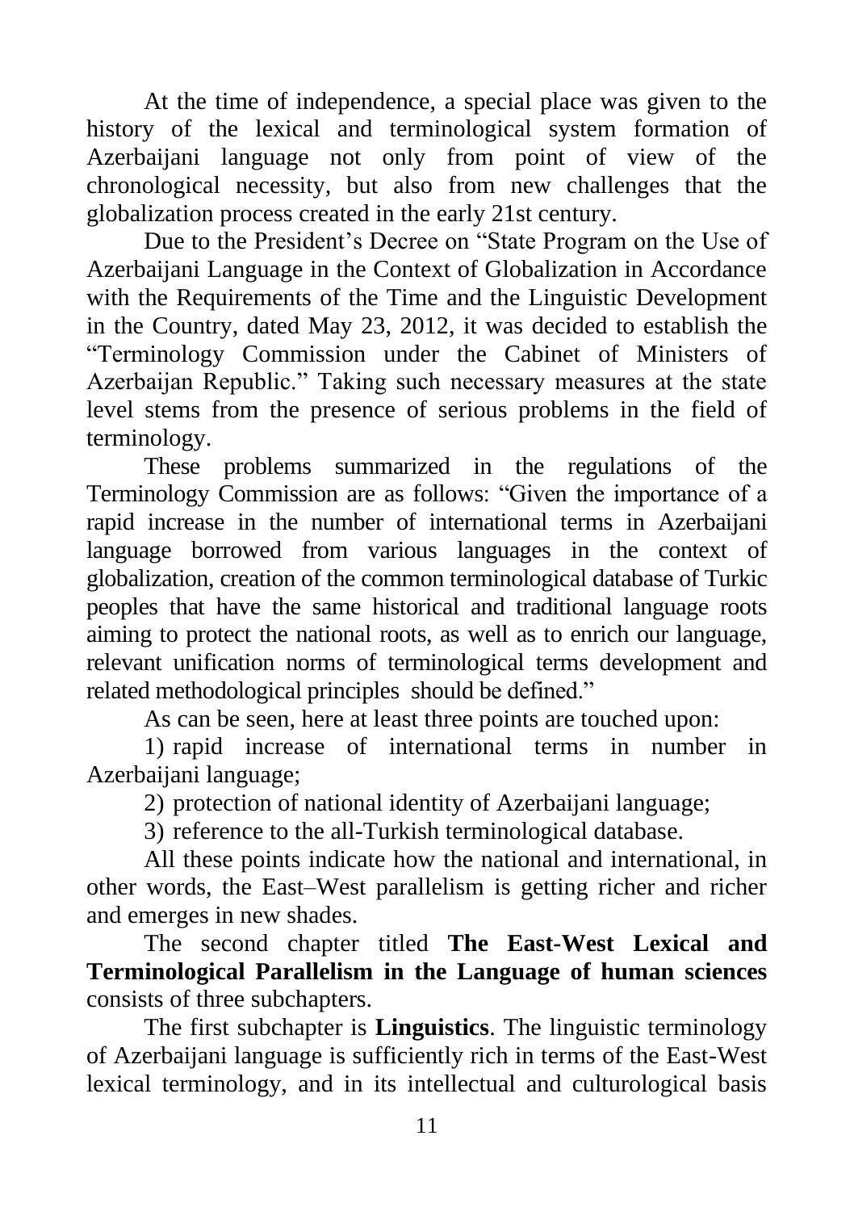At the time of independence, a special place was given to the history of the lexical and terminological system formation of Azerbaijani language not only from point of view of the chronological necessity, but also from new challenges that the globalization process created in the early 21st century.

Due to the President's Decree on "State Program on the Use of Azerbaijani Language in the Context of Globalization in Accordance with the Requirements of the Time and the Linguistic Development in the Country, dated May 23, 2012, it was decided to establish the "Terminology Commission under the Cabinet of Ministers of Azerbaijan Republic." Taking such necessary measures at the state level stems from the presence of serious problems in the field of terminology.

These problems summarized in the regulations of the Terminology Commission are as follows: "Given the importance of a rapid increase in the number of international terms in Azerbaijani language borrowed from various languages in the context of globalization, creation of the common terminological database of Turkic peoples that have the same historical and traditional language roots aiming to protect the national roots, as well as to enrich our language, relevant unification norms of terminological terms development and related methodological principles should be defined."

As can be seen, here at least three points are touched upon:

1) rapid increase of international terms in number in Azerbaijani language;

2) protection of national identity of Azerbaijani language;

3) reference to the all-Turkish terminological database.

All these points indicate how the national and international, in other words, the East–West parallelism is getting richer and richer and emerges in new shades.

The second chapter titled **The East-West Lexical and Terminological Parallelism in the Language of human sciences** consists of three subchapters.

The first subchapter is **Linguistics**. The linguistic terminology of Azerbaijani language is sufficiently rich in terms of the East-West lexical terminology, and in its intellectual and culturological basis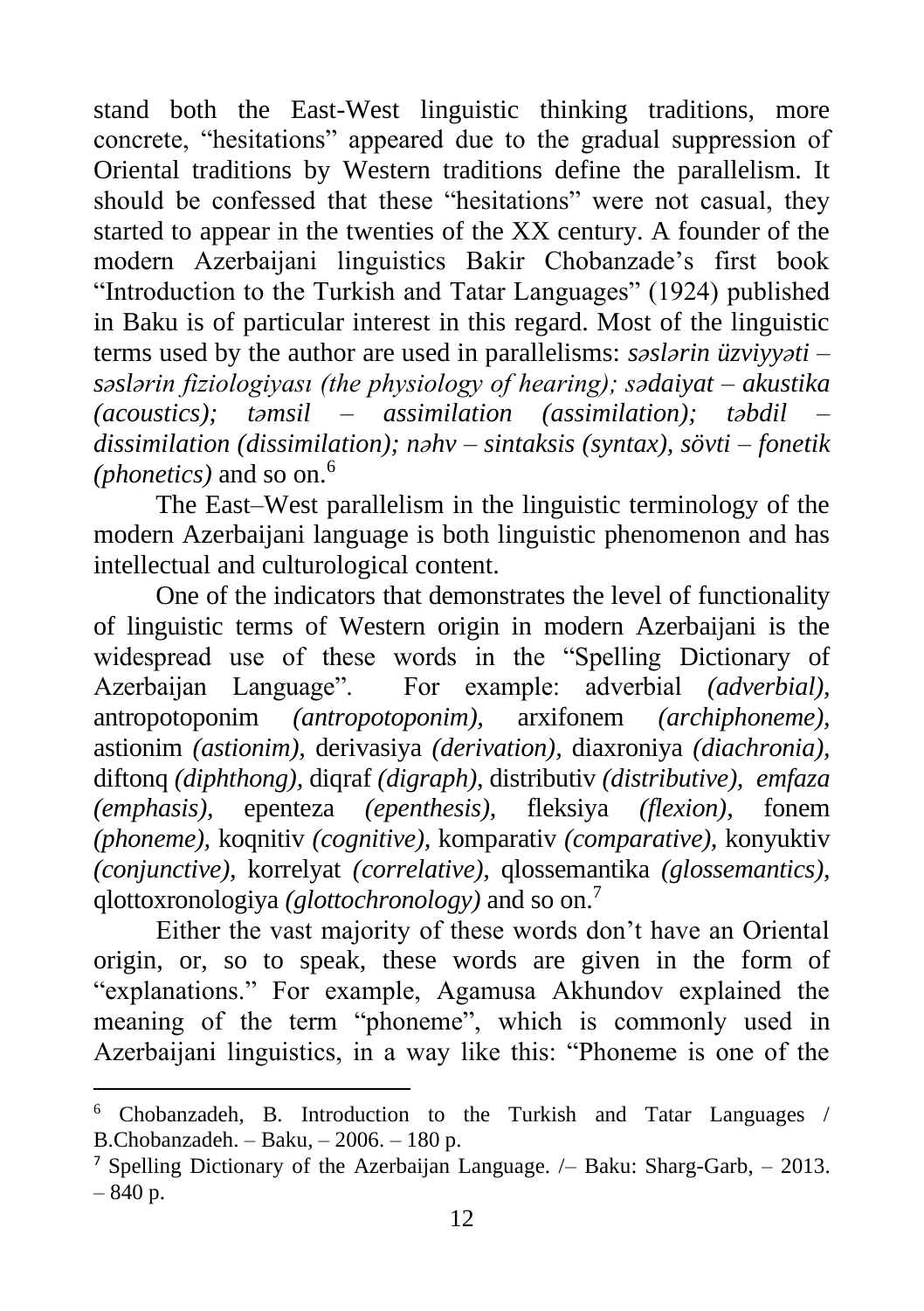stand both the East-West linguistic thinking traditions, more concrete, "hesitations" appeared due to the gradual suppression of Oriental traditions by Western traditions define the parallelism. It should be confessed that these "hesitations" were not casual, they started to appear in the twenties of the XX century. A founder of the modern Azerbaijani linguistics Bakir Chobanzade's first book "Introduction to the Turkish and Tatar Languages" (1924) published in Baku is of particular interest in this regard. Most of the linguistic terms used by the author are used in parallelisms: *səslərin üzviyyəti – səslərin fiziologiyası (the physiology of hearing); sədaiyat – akustika (acoustics); təmsil – assimilation (assimilation); təbdil – dissimilation (dissimilation); nəhv – sintaksis (syntax), sövti – fonetik (phonetics)* and so on.[6]

The East–West parallelism in the linguistic terminology of the modern Azerbaijani language is both linguistic phenomenon and has intellectual and culturological content.

One of the indicators that demonstrates the level of functionality of linguistic terms of Western origin in modern Azerbaijani is the widespread use of these words in the "Spelling Dictionary of Azerbaijan Language". For example: adverbial *(adverbial)*, antropotoponim *(antropotoponim)*, arxifonem *(archiphoneme)*, astionim *(astionim)*, derivasiya *(derivation)*, diaxroniya *(diachronia)*, diftonq *(diphthong)*, diqraf *(digraph)*, distributiv *(distributive)*, *emfaza (emphasis)*, epenteza *(epenthesis)*, fleksiya *(flexion)*, fonem *(phoneme)*, koqnitiv *(cognitive)*, komparativ *(comparative)*, konyuktiv *(conjunctive)*, korrelyat *(correlative)*, qlossemantika *(glossemantics)*, qlottoxronologiya *(glottochronology)* and so on.[7]

Either the vast majority of these words don't have an Oriental origin, or, so to speak, these words are given in the form of "explanations." For example, Agamusa Akhundov explained the meaning of the term "phoneme", which is commonly used in Azerbaijani linguistics, in a way like this: "Phoneme is one of the

---

[6] Chobanzadeh, B. Introduction to the Turkish and Tatar Languages / B.Chobanzadeh. – Baku, – 2006. – 180 p.

[7] Spelling Dictionary of the Azerbaijan Language. /– Baku: Sharg-Garb, – 2013. – 840 p.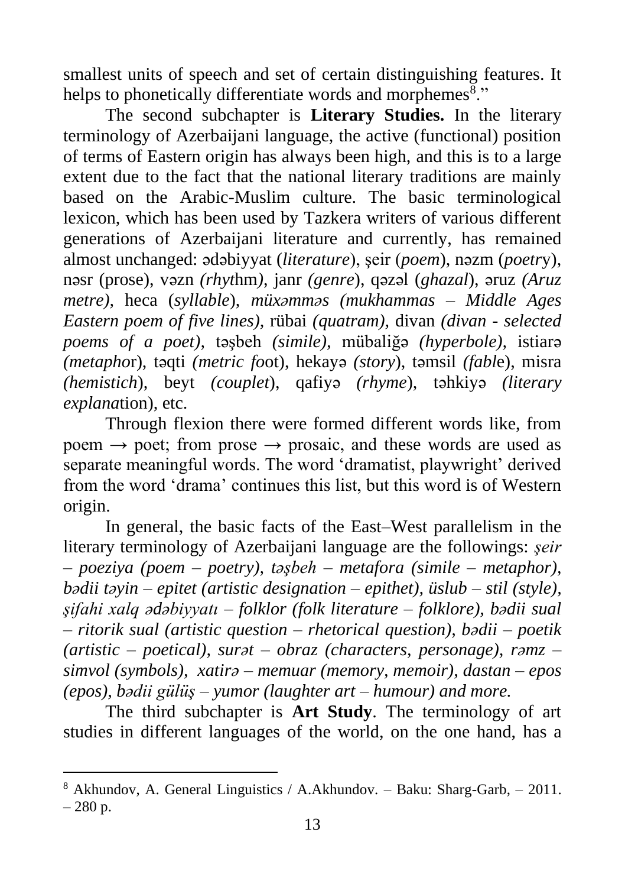smallest units of speech and set of certain distinguishing features. It helps to phonetically differentiate words and morphemes[8]."

The second subchapter is **Literary Studies.** In the literary terminology of Azerbaijani language, the active (functional) position of terms of Eastern origin has always been high, and this is to a large extent due to the fact that the national literary traditions are mainly based on the Arabic-Muslim culture. The basic terminological lexicon, which has been used by Tazkera writers of various different generations of Azerbaijani literature and currently, has remained almost unchanged: ədəbiyyat (*literature*), şeir (*poem*), nəzm (*poetr*y), nəsr (prose), vəzn *(rhyt*hm*)*, janr *(genre*), qəzəl (*ghazal*), əruz *(Aruz metre),* heca (*syllable*), *müxəmməs (mukhammas – Middle Ages Eastern poem of five lines),* rübai *(quatram),* divan *(divan - selected poems of a poet),* təşbeh *(simile),* mübaliğə *(hyperbole),* istiarə *(metapho*r), təqti *(metric fo*ot), hekayə *(story*), təmsil *(fabl*e), misra *(hemistich*), beyt *(couplet*), qafiyə *(rhyme*), təhkiyə *(literary explana*tion), etc.

Through flexion there were formed different words like, from poem → poet; from prose → prosaic, and these words are used as separate meaningful words. The word 'dramatist, playwright' derived from the word 'drama' continues this list, but this word is of Western origin.

In general, the basic facts of the East–West parallelism in the literary terminology of Azerbaijani language are the followings: *şeir – poeziya (poem – poetry), təşbeh – metafora (simile – metaphor), bədii təyin – epitet (artistic designation – epithet), üslub – stil (style), şifahi xalq ədəbiyyatı – folklor (folk literature – folklore), bədii sual – ritorik sual (artistic question – rhetorical question), bədii – poetik (artistic – poetical), surət – obraz (characters, personage), rəmz – simvol (symbols), xatirə – memuar (memory, memoir), dastan – epos (epos), bədii gülüş – yumor (laughter art – humour) and more.*

The third subchapter is **Art Study**. The terminology of art studies in different languages of the world, on the one hand, has a

---

[8] Akhundov, A. General Linguistics / A.Akhundov. – Baku: Sharg-Garb, – 2011. – 280 p.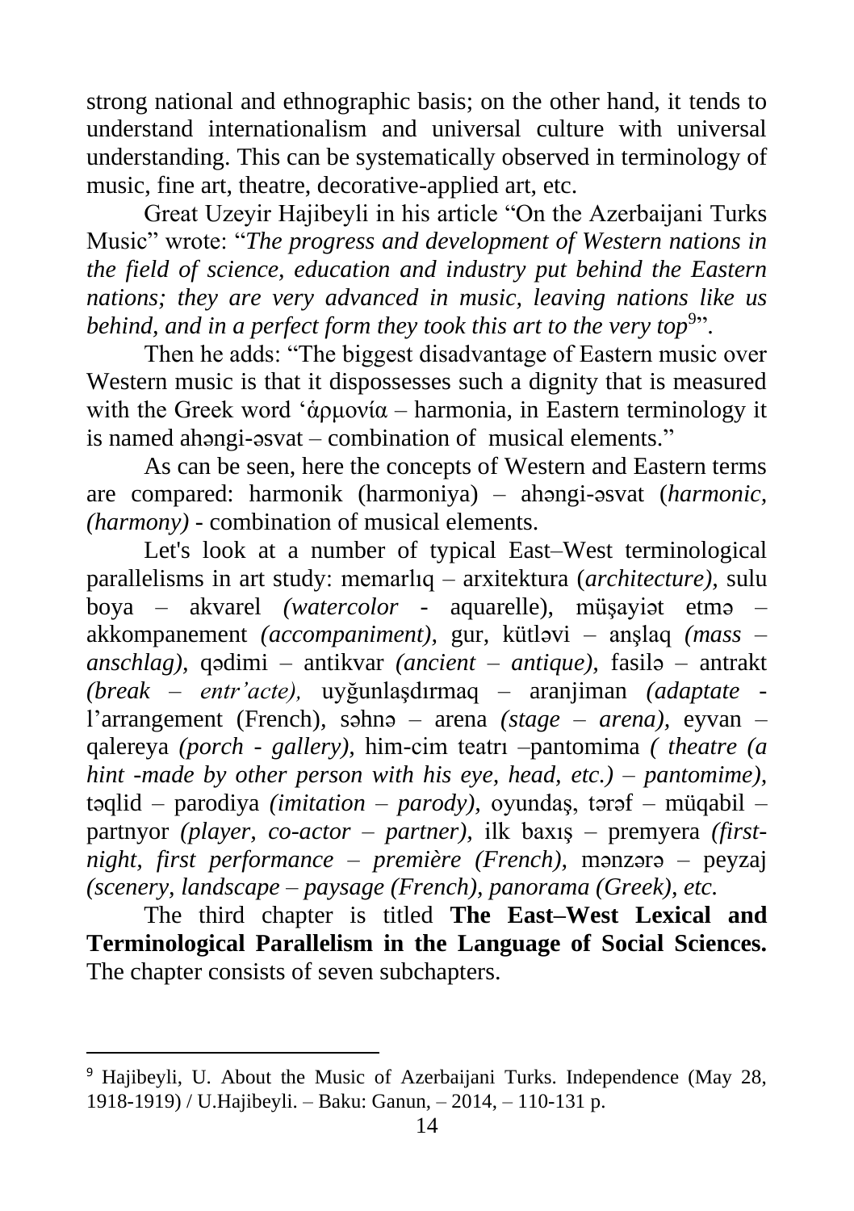strong national and ethnographic basis; on the other hand, it tends to understand internationalism and universal culture with universal understanding. This can be systematically observed in terminology of music, fine art, theatre, decorative-applied art, etc.

Great Uzeyir Hajibeyli in his article "On the Azerbaijani Turks Music" wrote: "*The progress and development of Western nations in the field of science, education and industry put behind the Eastern nations; they are very advanced in music, leaving nations like us behind, and in a perfect form they took this art to the very top*[9]".

Then he adds: "The biggest disadvantage of Eastern music over Western music is that it dispossesses such a dignity that is measured with the Greek word 'ἁρμονία – harmonia, in Eastern terminology it is named ahəngi-əsvat – combination of musical elements."

As can be seen, here the concepts of Western and Eastern terms are compared: harmonik (harmoniya) – ahəngi-əsvat (*harmonic, (harmony)* - combination of musical elements.

Let's look at a number of typical East–West terminological parallelisms in art study: memarlıq – arxitektura (*architecture)*, sulu boya – akvarel *(watercolor* - aquarelle), müşayiət etmə – akkompanement *(accompaniment)*, gur, kütləvi – anşlaq *(mass – anschlag),* qədimi – antikvar *(ancient – antique),* fasilə – antrakt *(break – entr'acte),* uyğunlaşdırmaq – aranjiman *(adaptate* - l'arrangement (French)*,* səhnə – arena *(stage – arena),* eyvan – qalereya *(porch - gallery)*, him-cim teatrı –pantomima *( theatre (a hint -made by other person with his eye, head, etc.) – pantomime),* təqlid – parodiya *(imitation – parody),* oyundaş, tərəf – müqabil – partnyor *(player, co-actor – partner),* ilk baxış – premyera *(first-night, first performance – première (French),* mənzərə – peyzaj *(scenery, landscape – paysage (French), panorama (Greek), etc.*

The third chapter is titled **The East–West Lexical and Terminological Parallelism in the Language of Social Sciences.** The chapter consists of seven subchapters.

---

[9] Hajibeyli, U. About the Music of Azerbaijani Turks. Independence (May 28, 1918-1919) / U.Hajibeyli. – Baku: Ganun, – 2014, – 110-131 p.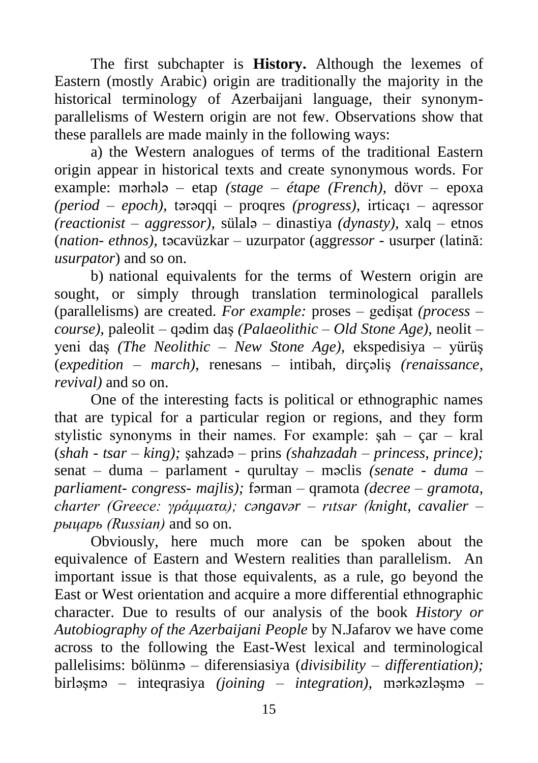The first subchapter is **History.** Although the lexemes of Eastern (mostly Arabic) origin are traditionally the majority in the historical terminology of Azerbaijani language, their synonym-parallelisms of Western origin are not few. Observations show that these parallels are made mainly in the following ways:

a) the Western analogues of terms of the traditional Eastern origin appear in historical texts and create synonymous words. For example: mərhələ – etap *(stage – étape (French),* dövr – epoxa *(period – epoch),* tərəqqi – proqres *(progress),* irticaçı – aqressor *(reactionist – aggressor),* sülalə – dinastiya *(dynasty),* xalq – etnos (*nation- ethnos),* təcavüzkar – uzurpator (aggr*essor* - usurper (latină: *usurpator*) and so on.

b) national equivalents for the terms of Western origin are sought, or simply through translation terminological parallels (parallelisms) are created. *For example:* proses – gedişat *(process – course),* paleolit – qədim daş *(Palaeolithic – Old Stone Age),* neolit – yeni daş *(The Neolithic – New Stone Age),* ekspedisiya – yürüş (*expedition – march),* renesans – intibah, dirçəliş *(renaissance, revival)* and so on.

One of the interesting facts is political or ethnographic names that are typical for a particular region or regions, and they form stylistic synonyms in their names. For example: şah – çar – kral (*shah - tsar – king);* şahzadə – prins *(shahzadah – princess, prince);* senat – duma – parlament - qurultay – məclis *(senate - duma – parliament- congress- majlis);* fərman – qramota *(decree – gramota, charter (Greece: γράμματα); cəngavər – rıtsar (knight, cavalier – рыцарь (Russian)* and so on.

Obviously, here much more can be spoken about the equivalence of Eastern and Western realities than parallelism. An important issue is that those equivalents, as a rule, go beyond the East or West orientation and acquire a more differential ethnographic character. Due to results of our analysis of the book *History or Autobiography of the Azerbaijani People* by N.Jafarov we have come across to the following the East-West lexical and terminological pallelisims: bölünmə – diferensiasiya (*divisibility – differentiation);* birləşmə – inteqrasiya *(joining – integration),* mərkəzləşmə –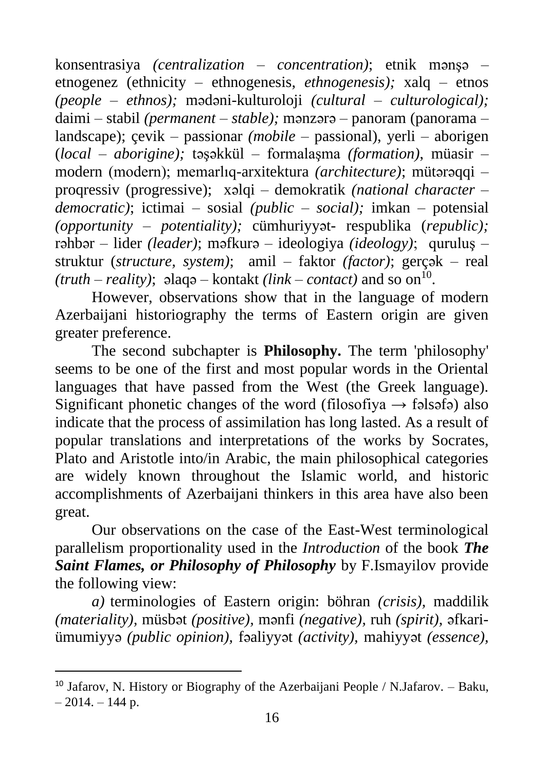konsentrasiya *(centralization – concentration)*; etnik mənşə – etnogenez (ethnicity – ethnogenesis, *ethnogenesis);* xalq – etnos *(people – ethnos);* mədəni-kulturoloji *(cultural – culturological);* daimi – stabil *(permanent – stable);* mənzərə – panoram (panorama – landscape); çevik – passionar *(mobile* – passional), yerli – aborigen (*local – aborigine);* təşəkkül – formalaşma *(formation),* müasir – modern (modern); memarlıq-arxitektura *(architecture)*; mütərəqqi – proqressiv (progressive); xəlqi – demokratik *(national character – democratic)*; ictimai – sosial *(public – social);* imkan – potensial *(opportunity – potentiality);* cümhuriyyət- respublika (*republic);* rəhbər – lider *(leader)*; məfkurə – ideologiya *(ideology)*; quruluş – struktur (*structure, system)*; amil – faktor *(factor)*; gerçək – real *(truth – reality)*; əlaqə – kontakt *(link – contact)* and so on[10].

However, observations show that in the language of modern Azerbaijani historiography the terms of Eastern origin are given greater preference.

The second subchapter is **Philosophy.** The term 'philosophy' seems to be one of the first and most popular words in the Oriental languages that have passed from the West (the Greek language). Significant phonetic changes of the word (filosofiya → fəlsəfə) also indicate that the process of assimilation has long lasted. As a result of popular translations and interpretations of the works by Socrates, Plato and Aristotle into/in Arabic, the main philosophical categories are widely known throughout the Islamic world, and historic accomplishments of Azerbaijani thinkers in this area have also been great.

Our observations on the case of the East-West terminological parallelism proportionality used in the *Introduction* of the book ***The Saint Flames, or Philosophy of Philosophy*** by F.Ismayilov provide the following view:

*a)* terminologies of Eastern origin: böhran *(crisis),* maddilik *(materiality),* müsbət *(positive),* mənfi *(negative),* ruh *(spirit),* əfkari-ümumiyyə *(public opinion),* fəaliyyət *(activity),* mahiyyət *(essence),*

---

[10] Jafarov, N. History or Biography of the Azerbaijani People / N.Jafarov. – Baku, – 2014. – 144 p.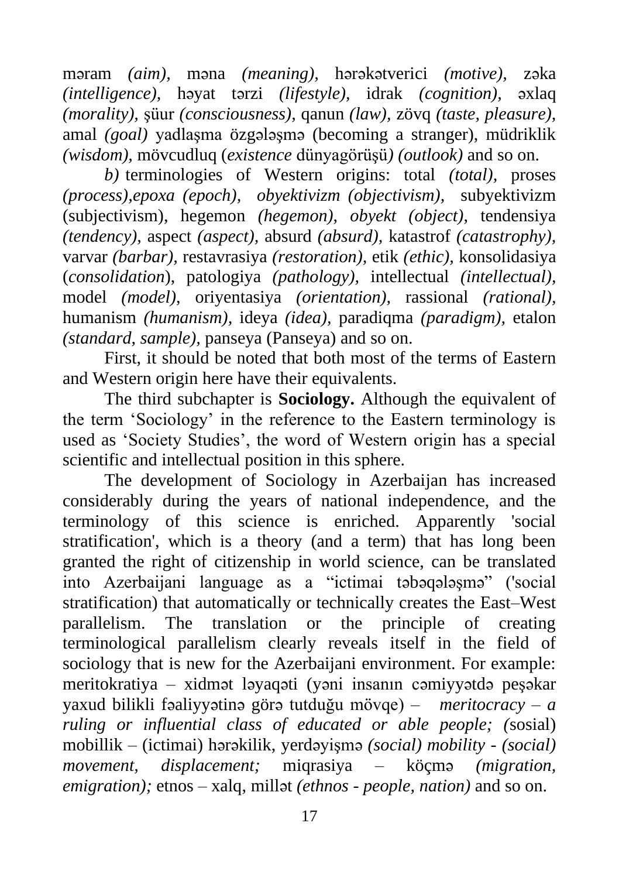məram *(aim),* məna *(meaning),* hərəkətverici *(motive),* zəka *(intelligence),* həyat tərzi *(lifestyle),* idrak *(cognition),* əxlaq *(morality),* şüur *(consciousness),* qanun *(law),* zövq *(taste, pleasure),* amal *(goal)* yadlaşma özgələşmə (becoming a stranger), müdriklik *(wisdom),* mövcudluq (*existence* dünyagörüşü*) (outlook)* and so on.

*b)* terminologies of Western origins: total *(total),* proses *(process),epoxa (epoch), obyektivizm (objectivism),* subyektivizm (subjectivism), hegemon *(hegemon), obyekt (object),* tendensiya *(tendency),* aspect *(aspect),* absurd *(absurd),* katastrof *(catastrophy),* varvar *(barbar),* restavrasiya *(restoration),* etik *(ethic),* konsolidasiya (*consolidation*), patologiya *(pathology),* intellectual *(intellectual),* model *(model),* oriyentasiya *(orientation),* rassional *(rational),* humanism *(humanism),* ideya *(idea),* paradiqma *(paradigm),* etalon *(standard, sample),* panseya (Panseya) and so on.

First, it should be noted that both most of the terms of Eastern and Western origin here have their equivalents.

The third subchapter is **Sociology.** Although the equivalent of the term ‘Sociology’ in the reference to the Eastern terminology is used as ‘Society Studies’, the word of Western origin has a special scientific and intellectual position in this sphere.

The development of Sociology in Azerbaijan has increased considerably during the years of national independence, and the terminology of this science is enriched. Apparently 'social stratification', which is a theory (and a term) that has long been granted the right of citizenship in world science, can be translated into Azerbaijani language as a “ictimai təbəqələşmə” ('social stratification) that automatically or technically creates the East–West parallelism. The translation or the principle of creating terminological parallelism clearly reveals itself in the field of sociology that is new for the Azerbaijani environment. For example: meritokratiya – xidmət ləyaqəti (yəni insanın cəmiyyətdə peşəkar yaxud bilikli fəaliyyətinə görə tutduğu mövqe) – *meritocracy – a ruling or influential class of educated or able people; (*sosial) mobillik – (ictimai) hərəkilik, yerdəyişmə *(social) mobility - (social) movement, displacement;* miqrasiya – köçmə *(migration, emigration);* etnos – xalq, millət *(ethnos - people, nation)* and so on.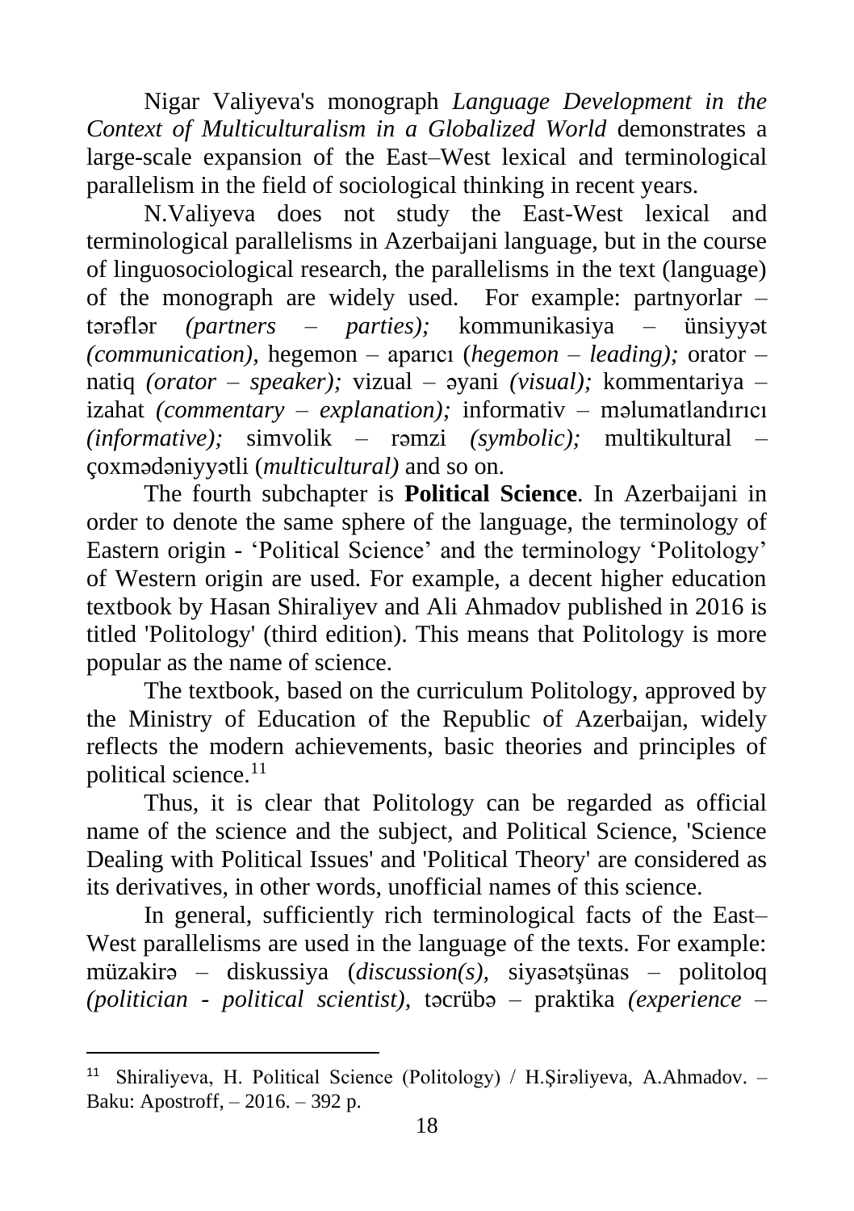Nigar Valiyeva's monograph *Language Development in the Context of Multiculturalism in a Globalized World* demonstrates a large-scale expansion of the East–West lexical and terminological parallelism in the field of sociological thinking in recent years.

N.Valiyeva does not study the East-West lexical and terminological parallelisms in Azerbaijani language, but in the course of linguosociological research, the parallelisms in the text (language) of the monograph are widely used. For example: partnyorlar – tərəflər *(partners – parties);* kommunikasiya – ünsiyyət *(communication),* hegemon – aparıcı (*hegemon – leading);* orator – natiq *(orator – speaker);* vizual – əyani *(visual);* kommentariya – izahat *(commentary – explanation);* informativ – məlumatlandırıcı *(informative);* simvolik – rəmzi *(symbolic);* multikultural – çoxmədəniyyətli (*multicultural)* and so on.

The fourth subchapter is **Political Science**. In Azerbaijani in order to denote the same sphere of the language, the terminology of Eastern origin - ‘Political Science’ and the terminology ‘Politology’ of Western origin are used. For example, a decent higher education textbook by Hasan Shiraliyev and Ali Ahmadov published in 2016 is titled 'Politology' (third edition). This means that Politology is more popular as the name of science.

The textbook, based on the curriculum Politology, approved by the Ministry of Education of the Republic of Azerbaijan, widely reflects the modern achievements, basic theories and principles of political science.[11]

Thus, it is clear that Politology can be regarded as official name of the science and the subject, and Political Science, 'Science Dealing with Political Issues' and 'Political Theory' are considered as its derivatives, in other words, unofficial names of this science.

In general, sufficiently rich terminological facts of the East–West parallelisms are used in the language of the texts. For example: müzakirə – diskussiya (*discussion(s),* siyasətşünas – politoloq *(politician - political scientist),* təcrübə – praktika *(experience –*

---

[11] Shiraliyeva, H. Political Science (Politology) / H.Şirəliyeva, A.Ahmadov. – Baku: Apostroff, – 2016. – 392 p.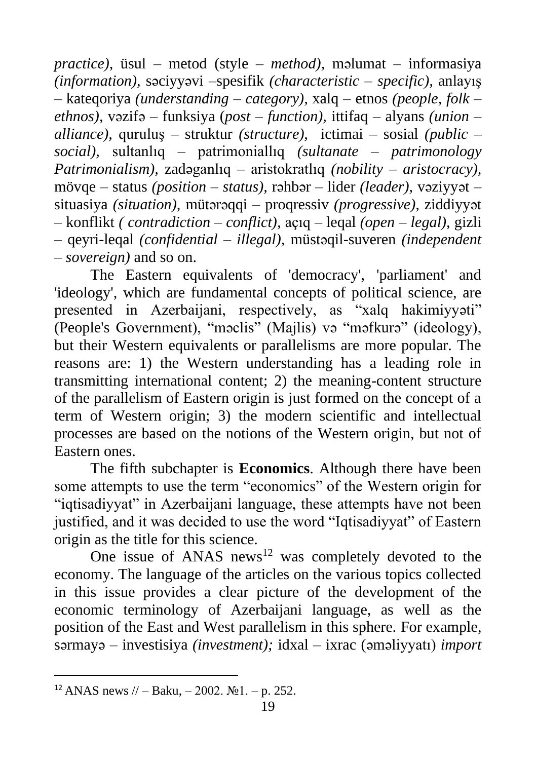*practice),* üsul – metod (style – *method),* məlumat – informasiya *(information),* səciyyəvi –spesifik *(characteristic – specific),* anlayış – kateqoriya *(understanding – category),* xalq – etnos *(people, folk – ethnos),* vəzifə – funksiya (*post – function),* ittifaq – alyans *(union – alliance),* quruluş – struktur *(structure),* ictimai – sosial *(public – social),* sultanlıq – patrimoniallıq *(sultanate – patrimonology Patrimonialism),* zadəganlıq – aristokratlıq *(nobility – aristocracy),* mövqe – status *(position – status),* rəhbər – lider *(leader),* vəziyyət – situasiya *(situation),* mütərəqqi – proqressiv *(progressive),* ziddiyyət – konflikt *( contradiction – conflict),* açıq – leqal *(open – legal),* gizli – qeyri-leqal *(confidential – illegal),* müstəqil-suveren *(independent – sovereign)* and so on.

The Eastern equivalents of 'democracy', 'parliament' and 'ideology', which are fundamental concepts of political science, are presented in Azerbaijani, respectively, as "xalq hakimiyyəti" (People's Government), "məclis" (Majlis) və "məfkurə" (ideology), but their Western equivalents or parallelisms are more popular. The reasons are: 1) the Western understanding has a leading role in transmitting international content; 2) the meaning-content structure of the parallelism of Eastern origin is just formed on the concept of a term of Western origin; 3) the modern scientific and intellectual processes are based on the notions of the Western origin, but not of Eastern ones.

The fifth subchapter is **Economics**. Although there have been some attempts to use the term "economics" of the Western origin for "iqtisadiyyat" in Azerbaijani language, these attempts have not been justified, and it was decided to use the word "Iqtisadiyyat" of Eastern origin as the title for this science.

One issue of ANAS news[12] was completely devoted to the economy. The language of the articles on the various topics collected in this issue provides a clear picture of the development of the economic terminology of Azerbaijani language, as well as the position of the East and West parallelism in this sphere. For example, sərmayə – investisiya *(investment);* idxal – ixrac (əməliyyatı) *import*

[12] ANAS news // – Baku, – 2002. №1. – p. 252.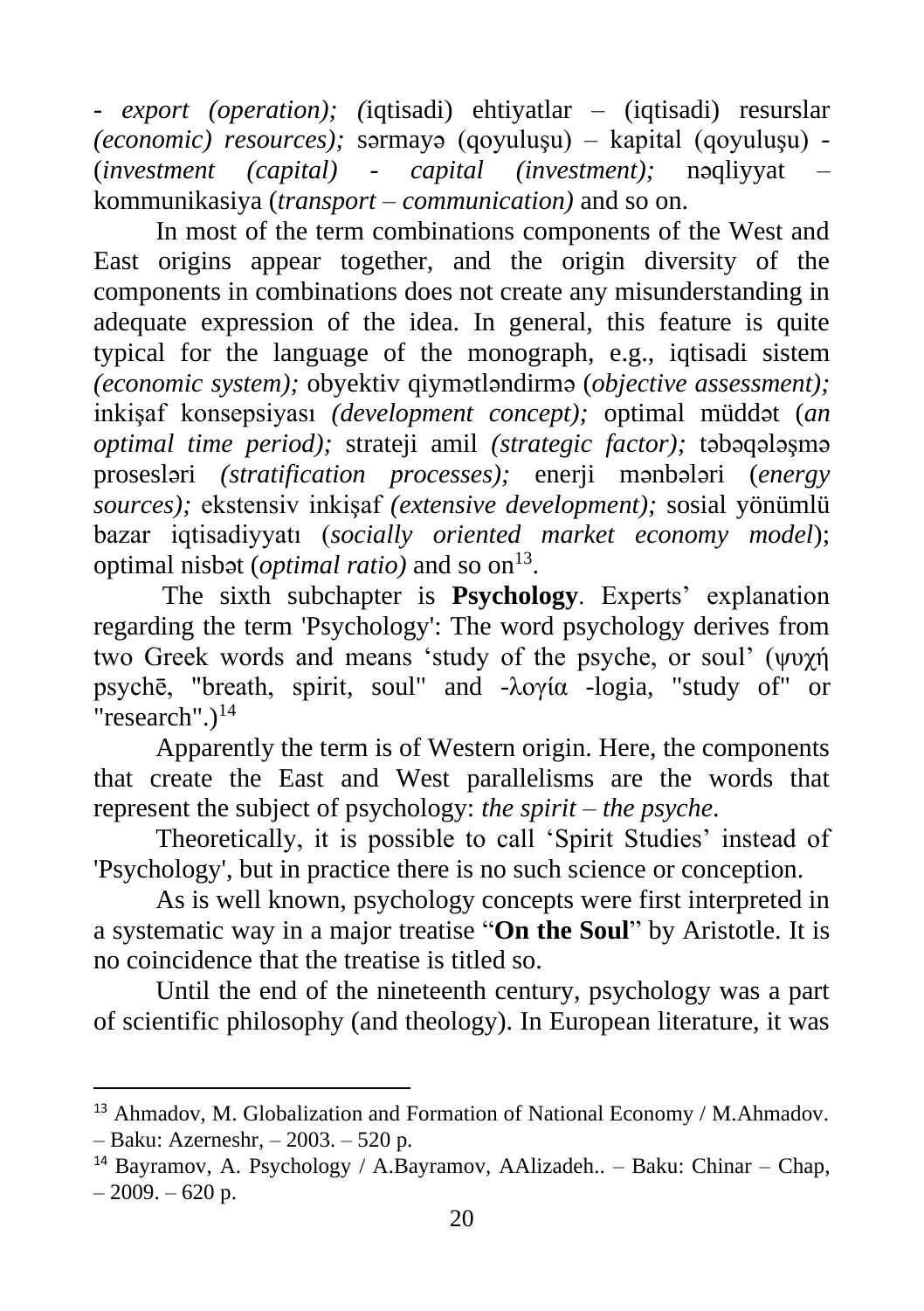- *export (operation); (*iqtisadi) ehtiyatlar – (iqtisadi) resurslar *(economic) resources);* sərmayə (qoyuluşu) – kapital (qoyuluşu) - (*investment (capital) - capital (investment);* nəqliyyat – kommunikasiya (*transport – communication)* and so on.

In most of the term combinations components of the West and East origins appear together, and the origin diversity of the components in combinations does not create any misunderstanding in adequate expression of the idea. In general, this feature is quite typical for the language of the monograph, e.g., iqtisadi sistem *(economic system);* obyektiv qiymətləndirmə (*objective assessment);* inkişaf konsepsiyası *(development concept);* optimal müddət (*an optimal time period);* strateji amil *(strategic factor);* təbəqələşmə prosesləri *(stratification processes);* enerji mənbələri (*energy sources);* ekstensiv inkişaf *(extensive development);* sosial yönümlü bazar iqtisadiyyatı (*socially oriented market economy model*); optimal nisbət (*optimal ratio)* and so on[13].

The sixth subchapter is **Psychology**. Experts' explanation regarding the term 'Psychology': The word psychology derives from two Greek words and means 'study of the psyche, or soul' (ψυχή psychē, "breath, spirit, soul" and -λογία -logia, "study of" or "research".)[14]

Apparently the term is of Western origin. Here, the components that create the East and West parallelisms are the words that represent the subject of psychology: *the spirit – the psyche*.

Theoretically, it is possible to call 'Spirit Studies' instead of 'Psychology', but in practice there is no such science or conception.

As is well known, psychology concepts were first interpreted in a systematic way in a major treatise "**On the Soul**" by Aristotle. It is no coincidence that the treatise is titled so.

Until the end of the nineteenth century, psychology was a part of scientific philosophy (and theology). In European literature, it was

---

[13] Ahmadov, M. Globalization and Formation of National Economy / M.Ahmadov. – Baku: Azerneshr, – 2003. – 520 p.

[14] Bayramov, A. Psychology / A.Bayramov, AAlizadeh.. – Baku: Chinar – Chap, – 2009. – 620 p.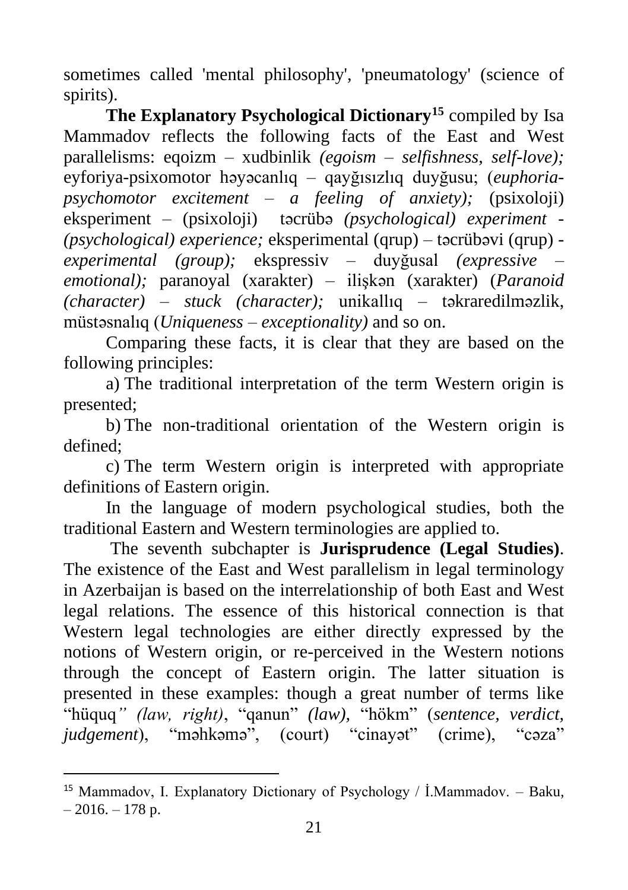sometimes called 'mental philosophy', 'pneumatology' (science of spirits).

**The Explanatory Psychological Dictionary**[15] compiled by Isa Mammadov reflects the following facts of the East and West parallelisms: eqoizm – xudbinlik *(egoism – selfishness, self-love);* eyforiya-psixomotor həyəcanlıq – qayğısızlıq duyğusu; (*euphoria-psychomotor excitement – a feeling of anxiety);* (psixoloji) eksperiment – (psixoloji) təcrübə *(psychological) experiment - (psychological) experience;* eksperimental (qrup) – təcrübəvi (qrup) - *experimental (group);* ekspressiv – duyğusal *(expressive – emotional);* paranoyal (xarakter) – ilişkən (xarakter) (*Paranoid (character) – stuck (character);* unikallıq – təkraredilməzlik, müstəsnalıq (*Uniqueness – exceptionality)* and so on.

Comparing these facts, it is clear that they are based on the following principles:

a) The traditional interpretation of the term Western origin is presented;

b) The non-traditional orientation of the Western origin is defined;

c) The term Western origin is interpreted with appropriate definitions of Eastern origin.

In the language of modern psychological studies, both the traditional Eastern and Western terminologies are applied to.

The seventh subchapter is **Jurisprudence (Legal Studies)**. The existence of the East and West parallelism in legal terminology in Azerbaijan is based on the interrelationship of both East and West legal relations. The essence of this historical connection is that Western legal technologies are either directly expressed by the notions of Western origin, or re-perceived in the Western notions through the concept of Eastern origin. The latter situation is presented in these examples: though a great number of terms like "hüquq*" (law, right)*, "qanun" *(law),* "hökm" (*sentence, verdict, judgement*), "məhkəmə", (court) "cinayət" (crime), "cəza"

---

[15] Mammadov, I. Explanatory Dictionary of Psychology / İ.Mammadov. – Baku, – 2016. – 178 p.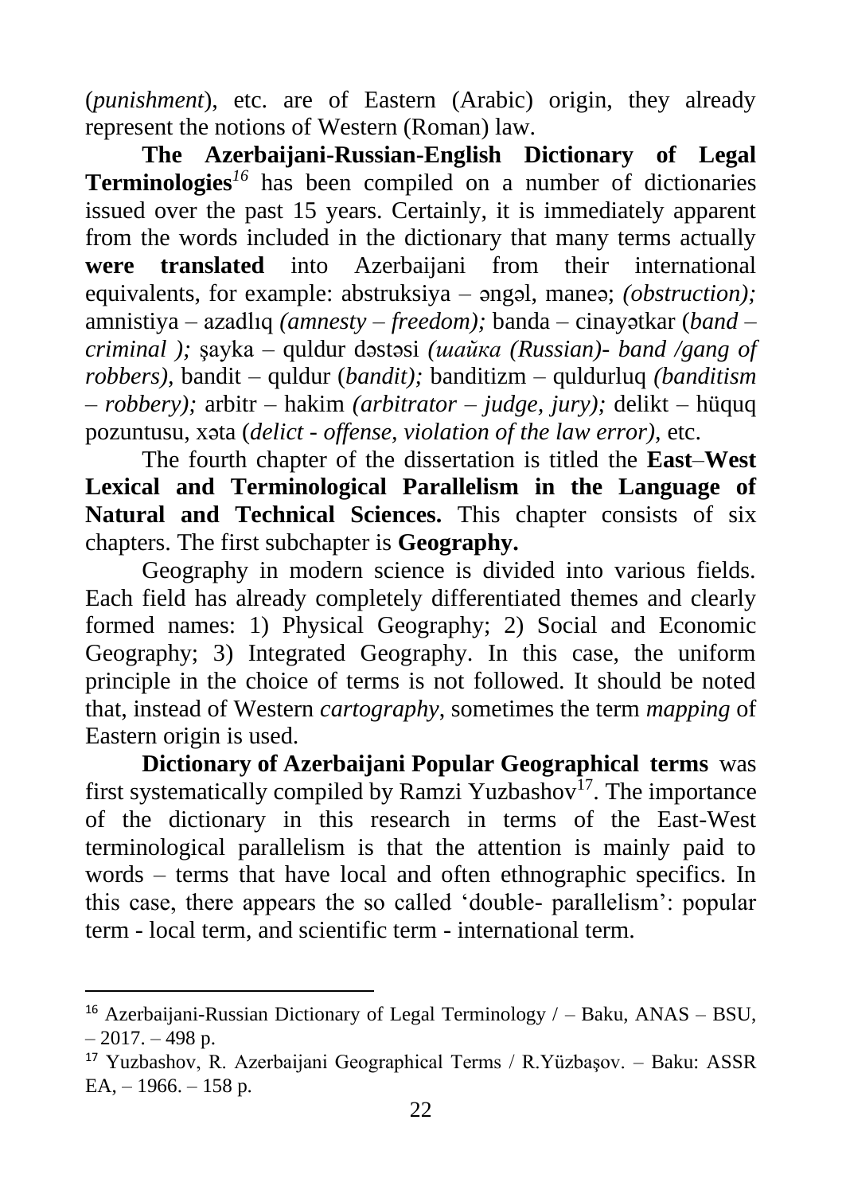(*punishment*), etc. are of Eastern (Arabic) origin, they already represent the notions of Western (Roman) law.

**The Azerbaijani-Russian-English Dictionary of Legal Terminologies**[16] has been compiled on a number of dictionaries issued over the past 15 years. Certainly, it is immediately apparent from the words included in the dictionary that many terms actually **were translated** into Azerbaijani from their international equivalents, for example: abstruksiya – əngəl, maneə; *(obstruction);* amnistiya – azadlıq *(amnesty – freedom);* banda – cinayətkar (*band – criminal );* şayka – quldur dəstəsi *(шайка (Russian)- band /gang of robbers),* bandit – quldur (*bandit);* banditizm – quldurluq *(banditism – robbery);* arbitr – hakim *(arbitrator – judge, jury);* delikt – hüquq pozuntusu, xəta (*delict - offense, violation of the law error),* etc.

The fourth chapter of the dissertation is titled the **East**–**West Lexical and Terminological Parallelism in the Language of Natural and Technical Sciences.** This chapter consists of six chapters. The first subchapter is **Geography.**

Geography in modern science is divided into various fields. Each field has already completely differentiated themes and clearly formed names: 1) Physical Geography; 2) Social and Economic Geography; 3) Integrated Geography. In this case, the uniform principle in the choice of terms is not followed. It should be noted that, instead of Western *cartography,* sometimes the term *mapping* of Eastern origin is used.

**Dictionary of Azerbaijani Popular Geographical terms** was first systematically compiled by Ramzi Yuzbashov[17]. The importance of the dictionary in this research in terms of the East-West terminological parallelism is that the attention is mainly paid to words – terms that have local and often ethnographic specifics. In this case, there appears the so called 'double- parallelism': popular term - local term, and scientific term - international term.

---

[16] Azerbaijani-Russian Dictionary of Legal Terminology / – Baku, ANAS – BSU, – 2017. – 498 p.

[17] Yuzbashov, R. Azerbaijani Geographical Terms / R.Yüzbaşov. – Baku: ASSR EA, – 1966. – 158 p.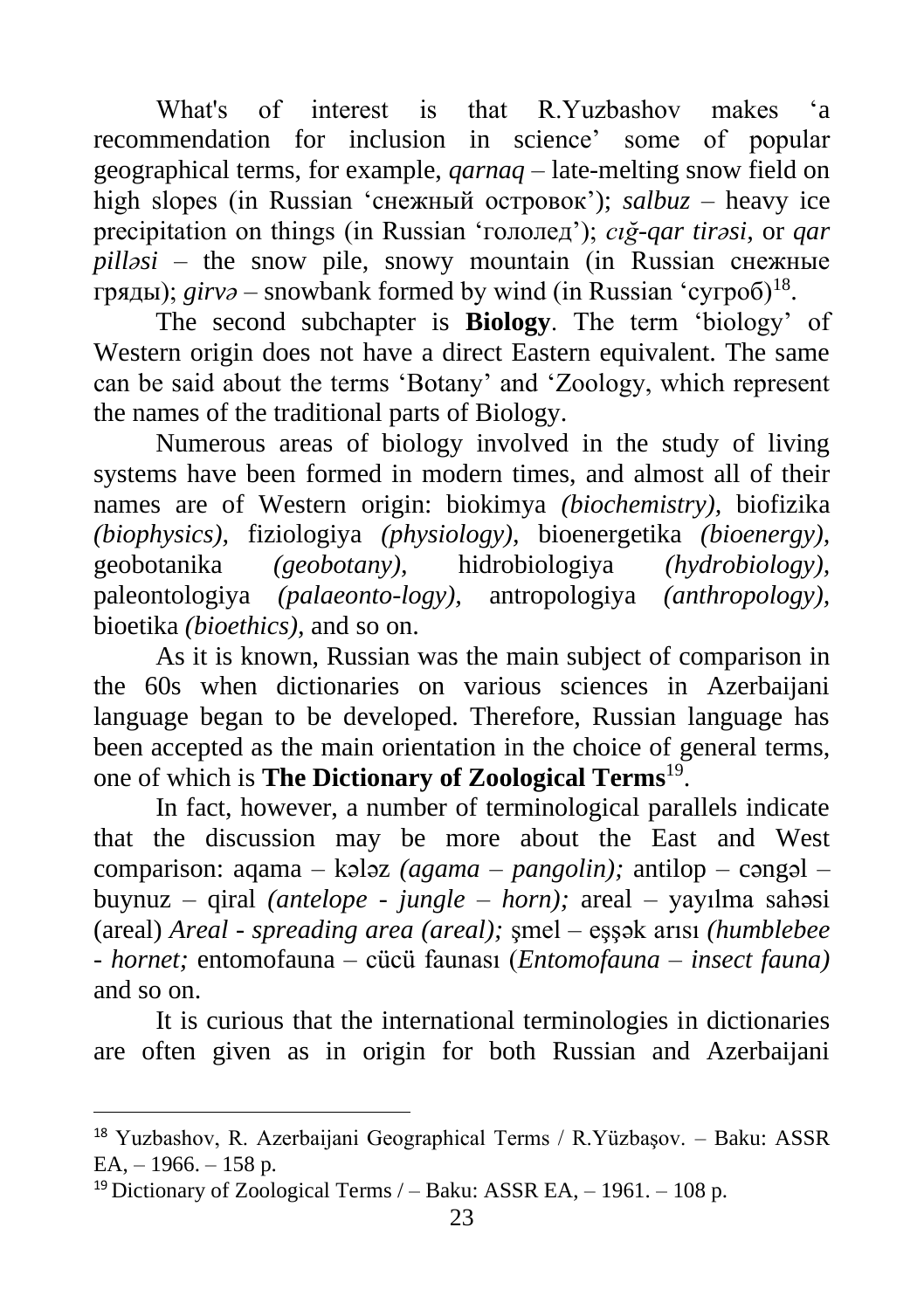What's of interest is that R.Yuzbashov makes 'a recommendation for inclusion in science' some of popular geographical terms, for example, *qarnaq* – late-melting snow field on high slopes (in Russian 'снежный островок'); *salbuz* – heavy ice precipitation on things (in Russian 'гололед'); *cığ-qar tirəsi,* or *qar pilləsi* – the snow pile, snowy mountain (in Russian снежные гряды); *girvə* – snowbank formed by wind (in Russian 'сугроб)[18].

The second subchapter is **Biology**. The term 'biology' of Western origin does not have a direct Eastern equivalent. The same can be said about the terms 'Botany' and 'Zoology, which represent the names of the traditional parts of Biology.

Numerous areas of biology involved in the study of living systems have been formed in modern times, and almost all of their names are of Western origin: biokimya *(biochemistry),* biofizika *(biophysics),* fiziologiya *(physiology),* bioenergetika *(bioenergy),* geobotanika *(geobotany),* hidrobiologiya *(hydrobiology),* paleontologiya *(palaeonto-logy),* antropologiya *(anthropology),* bioetika *(bioethics),* and so on.

As it is known, Russian was the main subject of comparison in the 60s when dictionaries on various sciences in Azerbaijani language began to be developed. Therefore, Russian language has been accepted as the main orientation in the choice of general terms, one of which is **The Dictionary of Zoological Terms**[19].

In fact, however, a number of terminological parallels indicate that the discussion may be more about the East and West comparison: aqama – kələz *(agama – pangolin);* antilop – cəngəl – buynuz – qiral *(antelope - jungle – horn);* areal – yayılma sahəsi (areal) *Areal - spreading area (areal);* şmel – eşşək arısı *(humblebee - hornet;* entomofauna – cücü faunası (*Entomofauna – insect fauna)* and so on.

It is curious that the international terminologies in dictionaries are often given as in origin for both Russian and Azerbaijani

---

[18] Yuzbashov, R. Azerbaijani Geographical Terms / R.Yüzbaşov. – Baku: ASSR EA, – 1966. – 158 p.

[19] Dictionary of Zoological Terms / – Baku: ASSR EA, – 1961. – 108 p.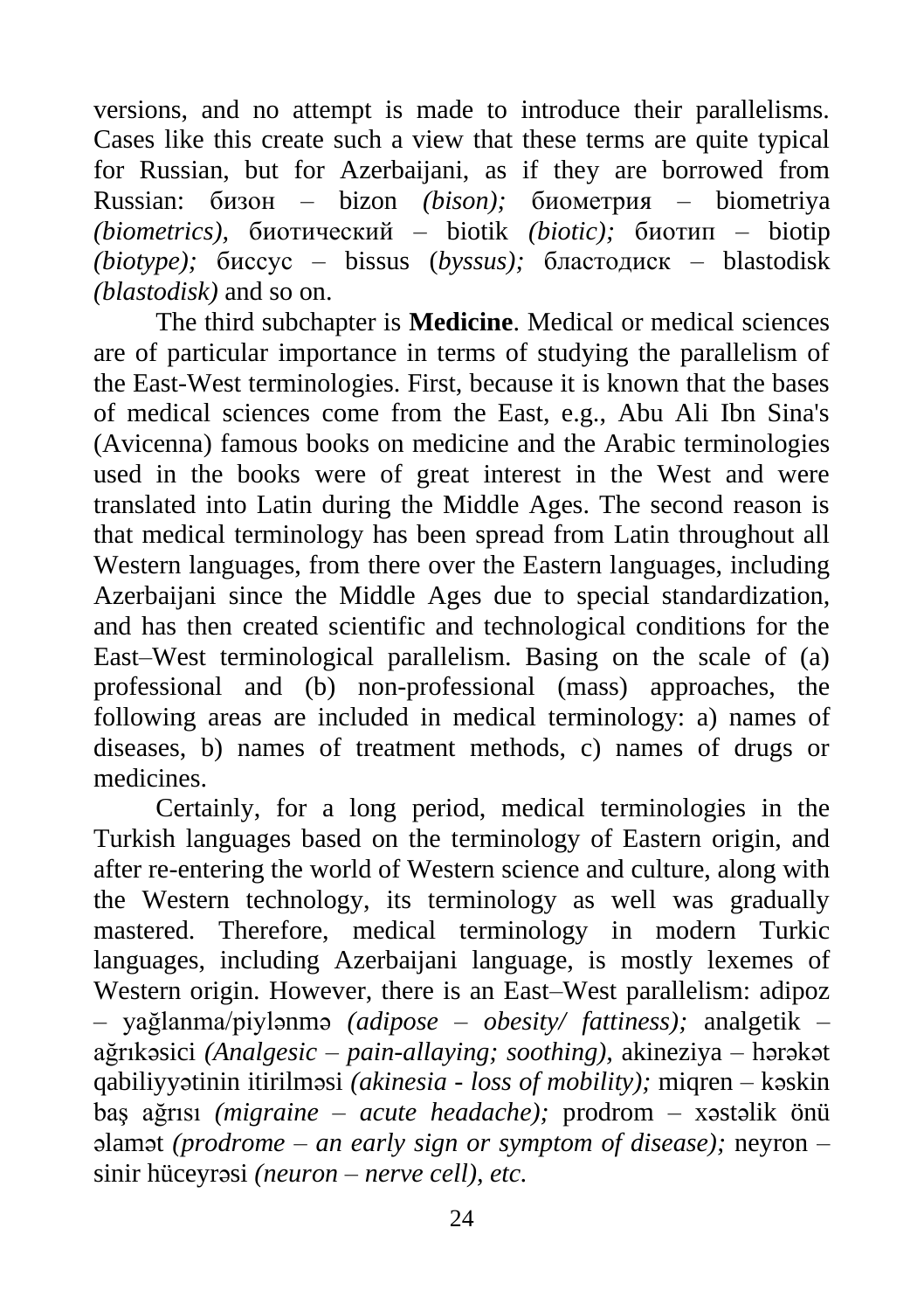versions, and no attempt is made to introduce their parallelisms. Cases like this create such a view that these terms are quite typical for Russian, but for Azerbaijani, as if they are borrowed from Russian: бизон – bizon *(bison);* биометрия – biometriya *(biometrics),* биотический – biotik *(biotic);* биотип – biotip *(biotype);* биссус – bissus (*byssus);* бластодиск – blastodisk *(blastodisk)* and so on.

The third subchapter is **Medicine**. Medical or medical sciences are of particular importance in terms of studying the parallelism of the East-West terminologies. First, because it is known that the bases of medical sciences come from the East, e.g., Abu Ali Ibn Sina's (Avicenna) famous books on medicine and the Arabic terminologies used in the books were of great interest in the West and were translated into Latin during the Middle Ages. The second reason is that medical terminology has been spread from Latin throughout all Western languages, from there over the Eastern languages, including Azerbaijani since the Middle Ages due to special standardization, and has then created scientific and technological conditions for the East–West terminological parallelism. Basing on the scale of (a) professional and (b) non-professional (mass) approaches, the following areas are included in medical terminology: a) names of diseases, b) names of treatment methods, c) names of drugs or medicines.

Certainly, for a long period, medical terminologies in the Turkish languages based on the terminology of Eastern origin, and after re-entering the world of Western science and culture, along with the Western technology, its terminology as well was gradually mastered. Therefore, medical terminology in modern Turkic languages, including Azerbaijani language, is mostly lexemes of Western origin. However, there is an East–West parallelism: adipoz – yağlanma/piylənmə *(adipose – obesity/ fattiness);* analgetik – ağrıkəsici *(Analgesic – pain-allaying; soothing),* akineziya – hərəkət qabiliyyətinin itirilməsi *(akinesia - loss of mobility);* miqren – kəskin baş ağrısı *(migraine – acute headache);* prodrom – xəstəlik önü əlamət *(prodrome – an early sign or symptom of disease);* neyron – sinir hüceyrəsi *(neuron – nerve cell), etc.*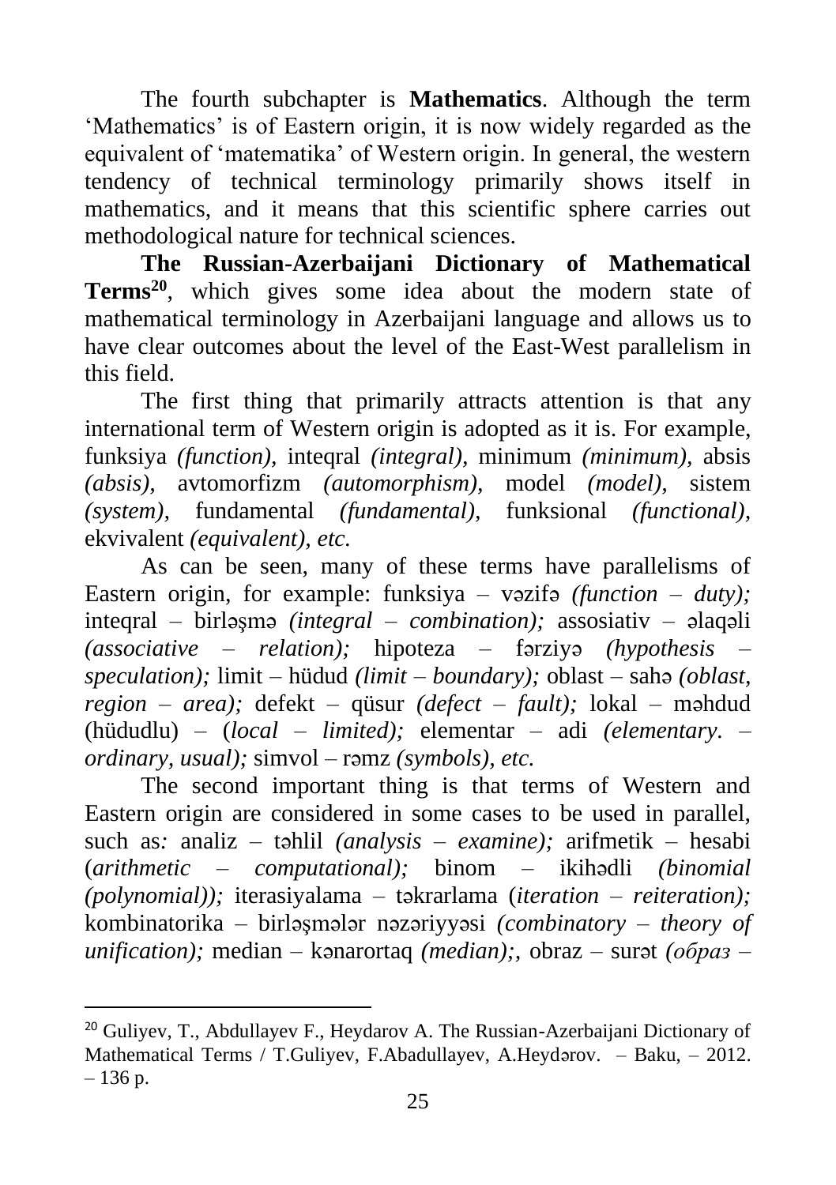The fourth subchapter is **Mathematics**. Although the term 'Mathematics' is of Eastern origin, it is now widely regarded as the equivalent of 'matematika' of Western origin. In general, the western tendency of technical terminology primarily shows itself in mathematics, and it means that this scientific sphere carries out methodological nature for technical sciences.

**The Russian-Azerbaijani Dictionary of Mathematical Terms**[20], which gives some idea about the modern state of mathematical terminology in Azerbaijani language and allows us to have clear outcomes about the level of the East-West parallelism in this field.

The first thing that primarily attracts attention is that any international term of Western origin is adopted as it is. For example, funksiya *(function),* inteqral *(integral),* minimum *(minimum),* absis *(absis),* avtomorfizm *(automorphism),* model *(model),* sistem *(system),* fundamental *(fundamental),* funksional *(functional),* ekvivalent *(equivalent), etc.*

As can be seen, many of these terms have parallelisms of Eastern origin, for example: funksiya – vəzifə *(function – duty);* inteqral – birləşmə *(integral – combination);* assosiativ – əlaqəli *(associative – relation);* hipoteza – fərziyə *(hypothesis – speculation);* limit – hüdud *(limit – boundary);* oblast – sahə *(oblast, region – area);* defekt – qüsur *(defect – fault);* lokal – məhdud (hüdudlu) – (*local – limited);* elementar – adi *(elementary. – ordinary, usual);* simvol – rəmz *(symbols), etc.*

The second important thing is that terms of Western and Eastern origin are considered in some cases to be used in parallel, such as*:* analiz – təhlil *(analysis – examine);* arifmetik – hesabi (*arithmetic – computational);* binom – ikihədli *(binomial (polynomial));* iterasiyalama – təkrarlama (*iteration – reiteration);* kombinatorika – birləşmələr nəzəriyyəsi *(combinatory – theory of unification);* median – kənarortaq *(median);*, obraz – surət *(образ –*

---

[20] Guliyev, T., Abdullayev F., Heydarov A. The Russian-Azerbaijani Dictionary of Mathematical Terms / T.Guliyev, F.Abadullayev, A.Heydərov. – Baku, – 2012. – 136 p.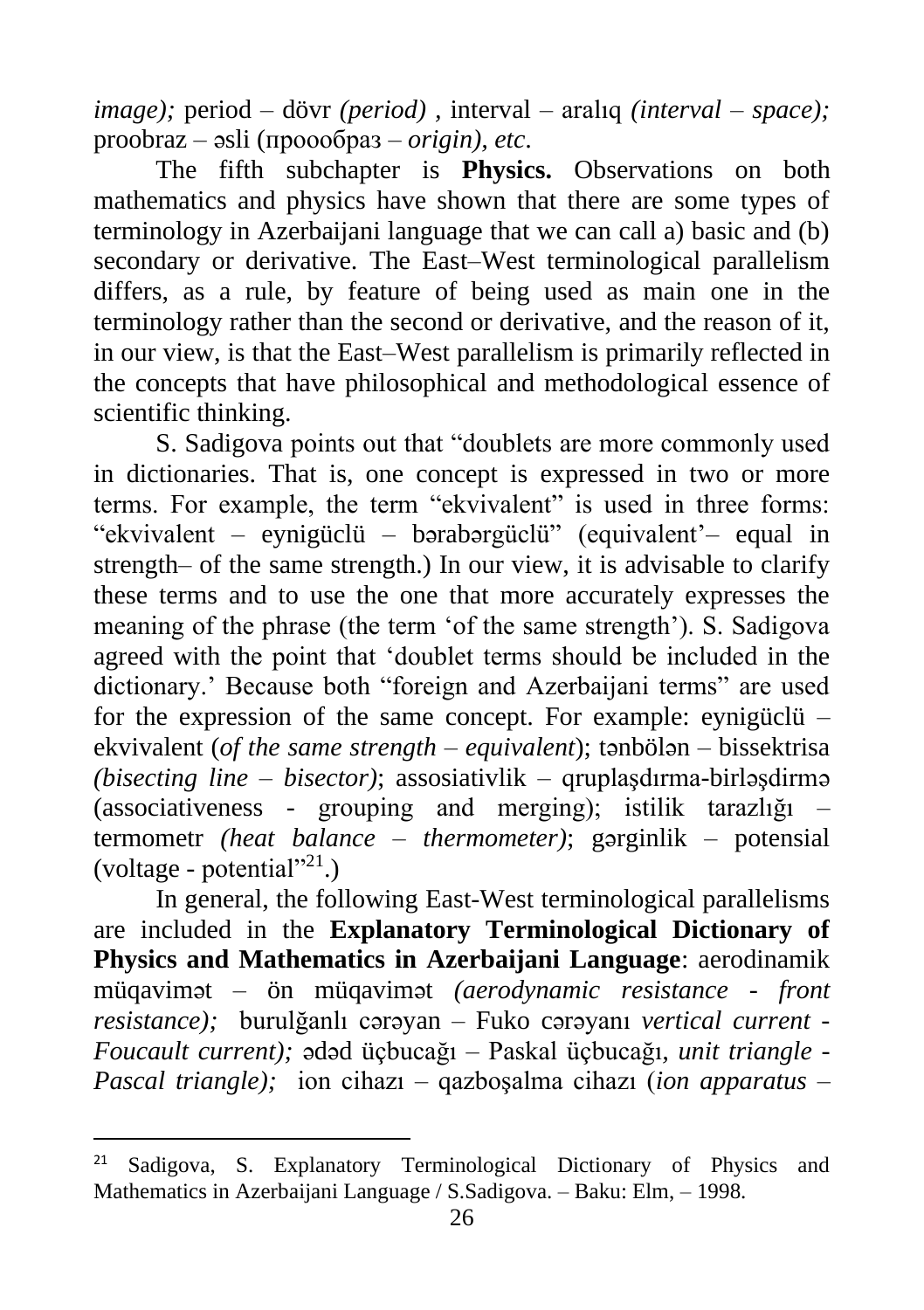*image);* period – dövr *(period)* , interval – aralıq *(interval – space);* proobraz – əsli (прооообраз – *origin), etc*.

The fifth subchapter is **Physics.** Observations on both mathematics and physics have shown that there are some types of terminology in Azerbaijani language that we can call a) basic and (b) secondary or derivative. The East–West terminological parallelism differs, as a rule, by feature of being used as main one in the terminology rather than the second or derivative, and the reason of it, in our view, is that the East–West parallelism is primarily reflected in the concepts that have philosophical and methodological essence of scientific thinking.

S. Sadigova points out that "doublets are more commonly used in dictionaries. That is, one concept is expressed in two or more terms. For example, the term "ekvivalent" is used in three forms: "ekvivalent – eynigüclü – bərabərgüclü" (equivalent'– equal in strength– of the same strength.) In our view, it is advisable to clarify these terms and to use the one that more accurately expresses the meaning of the phrase (the term 'of the same strength'). S. Sadigova agreed with the point that 'doublet terms should be included in the dictionary.' Because both "foreign and Azerbaijani terms" are used for the expression of the same concept. For example: eynigüclü – ekvivalent (*of the same strength – equivalent*); tənbölən – bissektrisa *(bisecting line – bisector)*; assosiativlik – qruplaşdırma-birləşdirmə (associativeness - grouping and merging); istilik tarazlığı – termometr *(heat balance – thermometer)*; gərginlik – potensial (voltage - potential"[21].)

In general, the following East-West terminological parallelisms are included in the **Explanatory Terminological Dictionary of Physics and Mathematics in Azerbaijani Language**: aerodinamik müqavimət – ön müqavimət *(aerodynamic resistance - front resistance);* burulğanlı cərəyan – Fuko cərəyanı *vertical current - Foucault current);* ədəd üçbucağı – Paskal üçbucağı, *unit triangle - Pascal triangle);* ion cihazı – qazboşalma cihazı (*ion apparatus –*

[21] Sadigova, S. Explanatory Terminological Dictionary of Physics and Mathematics in Azerbaijani Language / S.Sadigova. – Baku: Elm, – 1998.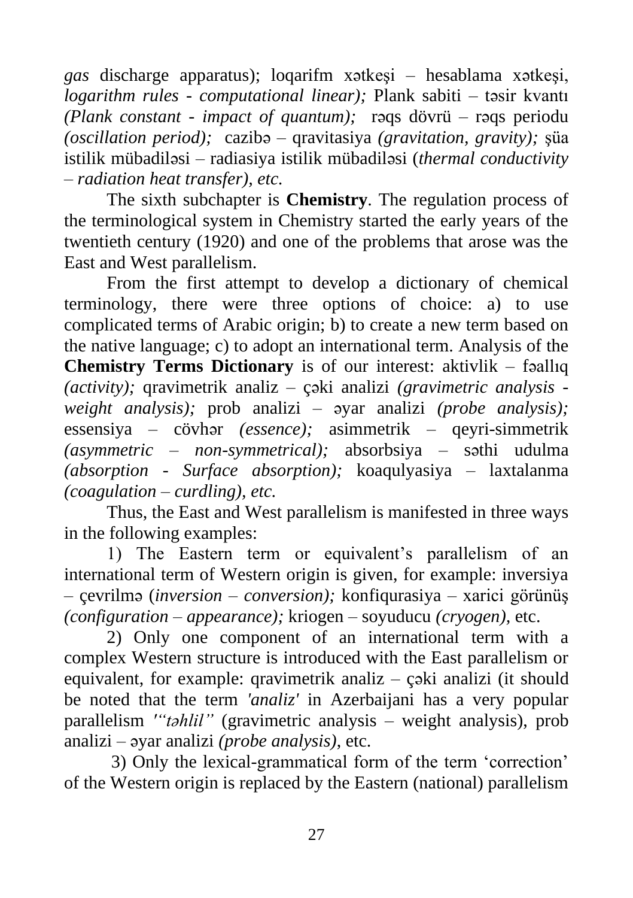*gas* discharge apparatus); loqarifm xətkeşi – hesablama xətkeşi, *logarithm rules* - *computational linear);* Plank sabiti – təsir kvantı *(Plank constant* - *impact of quantum);* rəqs dövrü – rəqs periodu *(oscillation period);* cazibə – qravitasiya *(gravitation, gravity);* şüa istilik mübadiləsi – radiasiya istilik mübadiləsi (*thermal conductivity – radiation heat transfer), etc.*

The sixth subchapter is **Chemistry**. The regulation process of the terminological system in Chemistry started the early years of the twentieth century (1920) and one of the problems that arose was the East and West parallelism.

From the first attempt to develop a dictionary of chemical terminology, there were three options of choice: a) to use complicated terms of Arabic origin; b) to create a new term based on the native language; c) to adopt an international term. Analysis of the **Chemistry Terms Dictionary** is of our interest: aktivlik – fəallıq *(activity);* qravimetrik analiz – çəki analizi *(gravimetric analysis - weight analysis);* prob analizi – əyar analizi *(probe analysis);* essensiya – cövhər *(essence);* asimmetrik – qeyri-simmetrik *(asymmetric – non-symmetrical);* absorbsiya – səthi udulma *(absorption - Surface absorption);* koaqulyasiya – laxtalanma *(coagulation – curdling), etc.*

Thus, the East and West parallelism is manifested in three ways in the following examples:

1) The Eastern term or equivalent's parallelism of an international term of Western origin is given, for example: inversiya – çevrilmə (*inversion – conversion);* konfiqurasiya – xarici görünüş *(configuration – appearance);* kriogen – soyuducu *(cryogen),* etc.

2) Only one component of an international term with a complex Western structure is introduced with the East parallelism or equivalent, for example: qravimetrik analiz – çəki analizi (it should be noted that the term *'analiz'* in Azerbaijani has a very popular parallelism *'"təhlil"* (gravimetric analysis – weight analysis), prob analizi – əyar analizi *(probe analysis),* etc.

3) Only the lexical-grammatical form of the term 'correction' of the Western origin is replaced by the Eastern (national) parallelism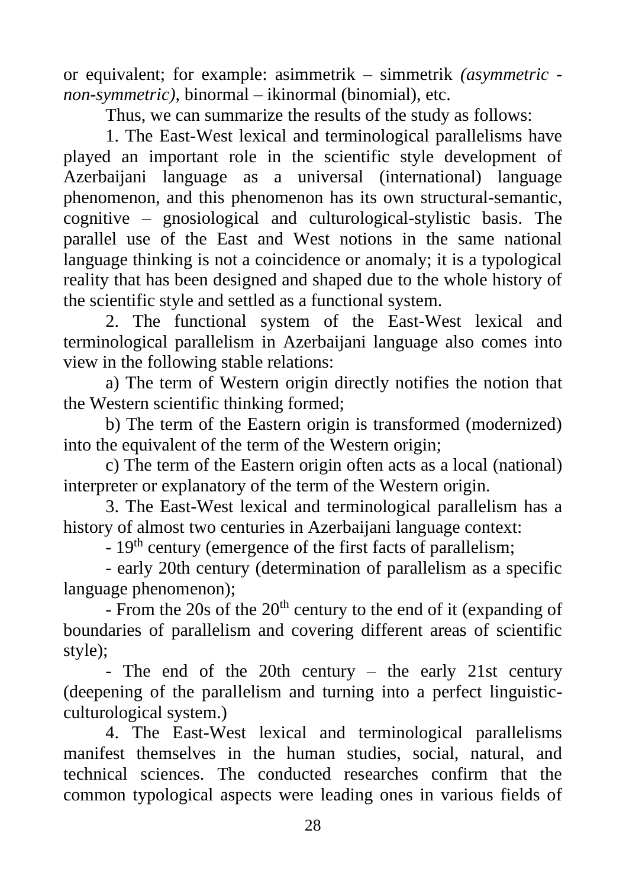or equivalent; for example: asimmetrik – simmetrik *(asymmetric - non-symmetric),* binormal – ikinormal (binomial), etc.

Thus, we can summarize the results of the study as follows:

1. The East-West lexical and terminological parallelisms have played an important role in the scientific style development of Azerbaijani language as a universal (international) language phenomenon, and this phenomenon has its own structural-semantic, cognitive – gnosiological and culturological-stylistic basis. The parallel use of the East and West notions in the same national language thinking is not a coincidence or anomaly; it is a typological reality that has been designed and shaped due to the whole history of the scientific style and settled as a functional system.

2. The functional system of the East-West lexical and terminological parallelism in Azerbaijani language also comes into view in the following stable relations:

a) The term of Western origin directly notifies the notion that the Western scientific thinking formed;

b) The term of the Eastern origin is transformed (modernized) into the equivalent of the term of the Western origin;

c) The term of the Eastern origin often acts as a local (national) interpreter or explanatory of the term of the Western origin.

3. The East-West lexical and terminological parallelism has a history of almost two centuries in Azerbaijani language context:

- 19th century (emergence of the first facts of parallelism;

- early 20th century (determination of parallelism as a specific language phenomenon);

- From the 20s of the 20th century to the end of it (expanding of boundaries of parallelism and covering different areas of scientific style);

- The end of the 20th century – the early 21st century (deepening of the parallelism and turning into a perfect linguistic-culturological system.)

4. The East-West lexical and terminological parallelisms manifest themselves in the human studies, social, natural, and technical sciences. The conducted researches confirm that the common typological aspects were leading ones in various fields of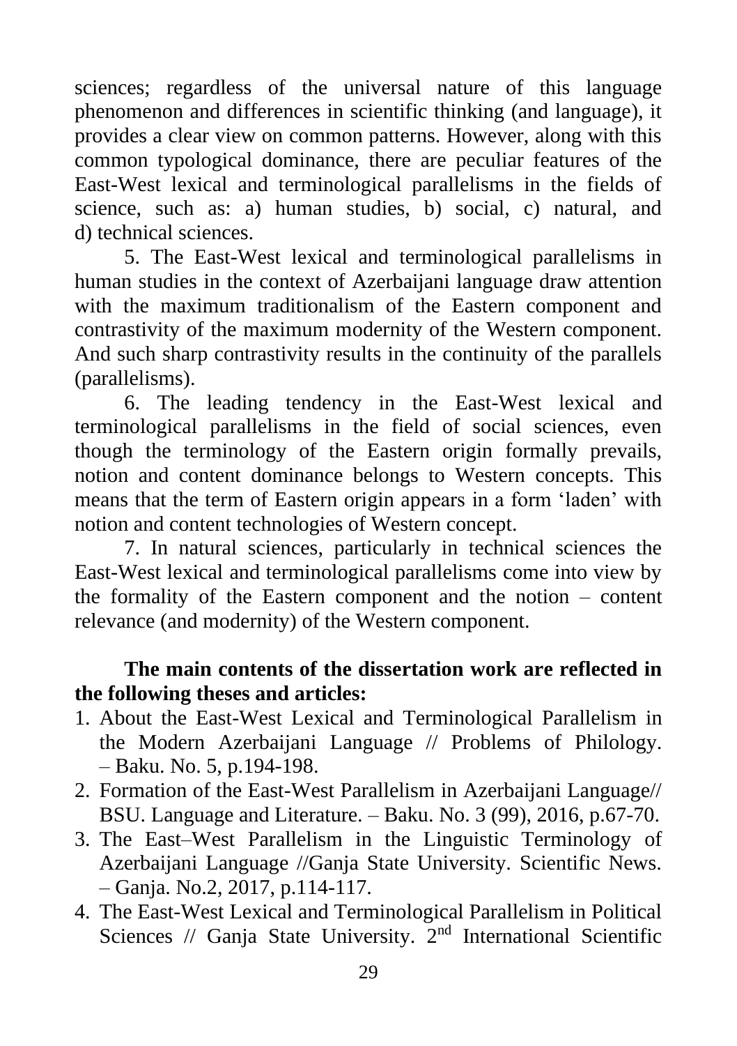sciences; regardless of the universal nature of this language phenomenon and differences in scientific thinking (and language), it provides a clear view on common patterns. However, along with this common typological dominance, there are peculiar features of the East-West lexical and terminological parallelisms in the fields of science, such as: a) human studies, b) social, c) natural, and d) technical sciences.

5. The East-West lexical and terminological parallelisms in human studies in the context of Azerbaijani language draw attention with the maximum traditionalism of the Eastern component and contrastivity of the maximum modernity of the Western component. And such sharp contrastivity results in the continuity of the parallels (parallelisms).

6. The leading tendency in the East-West lexical and terminological parallelisms in the field of social sciences, even though the terminology of the Eastern origin formally prevails, notion and content dominance belongs to Western concepts. This means that the term of Eastern origin appears in a form 'laden' with notion and content technologies of Western concept.

7. In natural sciences, particularly in technical sciences the East-West lexical and terminological parallelisms come into view by the formality of the Eastern component and the notion – content relevance (and modernity) of the Western component.

**The main contents of the dissertation work are reflected in the following theses and articles:**

1. About the East-West Lexical and Terminological Parallelism in the Modern Azerbaijani Language // Problems of Philology. – Baku. No. 5, p.194-198.
2. Formation of the East-West Parallelism in Azerbaijani Language// BSU. Language and Literature. – Baku. No. 3 (99), 2016, p.67-70.
3. The East–West Parallelism in the Linguistic Terminology of Azerbaijani Language //Ganja State University. Scientific News. – Ganja. No.2, 2017, p.114-117.
4. The East-West Lexical and Terminological Parallelism in Political Sciences // Ganja State University. 2nd International Scientific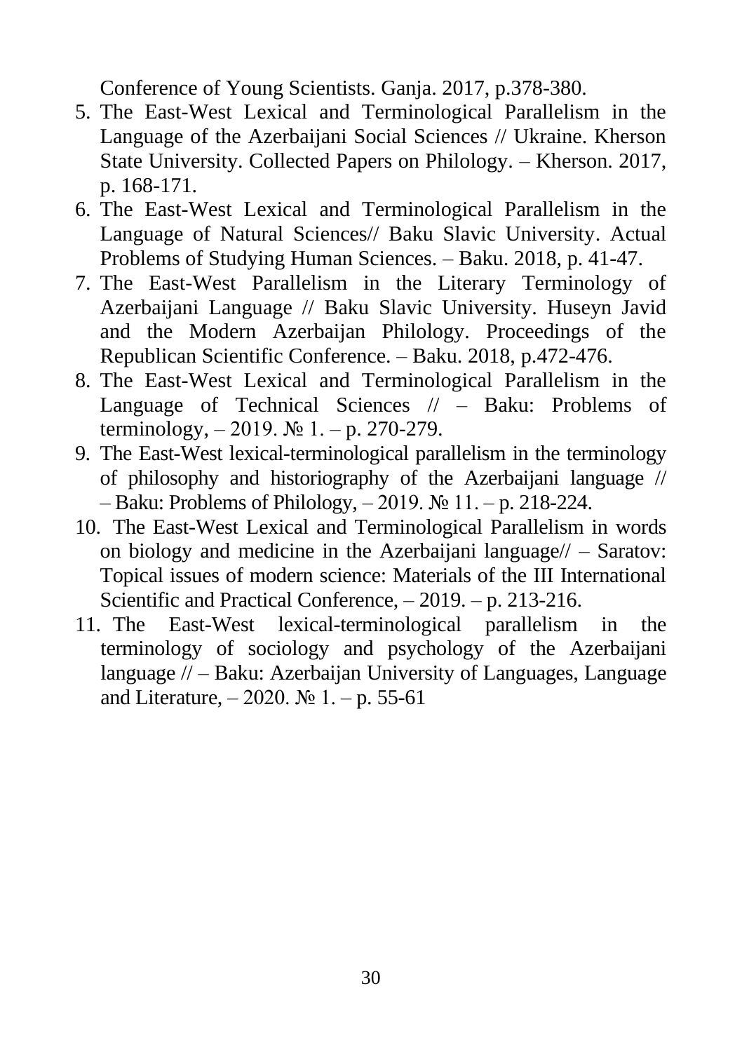Conference of Young Scientists. Ganja. 2017, p.378-380.

5. The East-West Lexical and Terminological Parallelism in the Language of the Azerbaijani Social Sciences // Ukraine. Kherson State University. Collected Papers on Philology. – Kherson. 2017, p. 168-171.
6. The East-West Lexical and Terminological Parallelism in the Language of Natural Sciences// Baku Slavic University. Actual Problems of Studying Human Sciences. – Baku. 2018, p. 41-47.
7. The East-West Parallelism in the Literary Terminology of Azerbaijani Language // Baku Slavic University. Huseyn Javid and the Modern Azerbaijan Philology. Proceedings of the Republican Scientific Conference. – Baku. 2018, p.472-476.
8. The East-West Lexical and Terminological Parallelism in the Language of Technical Sciences // – Baku: Problems of terminology, – 2019. № 1. – p. 270-279.
9. The East-West lexical-terminological parallelism in the terminology of philosophy and historiography of the Azerbaijani language // – Baku: Problems of Philology, – 2019. № 11. – p. 218-224.
10. The East-West Lexical and Terminological Parallelism in words on biology and medicine in the Azerbaijani language// – Saratov: Topical issues of modern science: Materials of the III International Scientific and Practical Conference, – 2019. – p. 213-216.
11. The East-West lexical-terminological parallelism in the terminology of sociology and psychology of the Azerbaijani language // – Baku: Azerbaijan University of Languages, Language and Literature, – 2020. № 1. – p. 55-61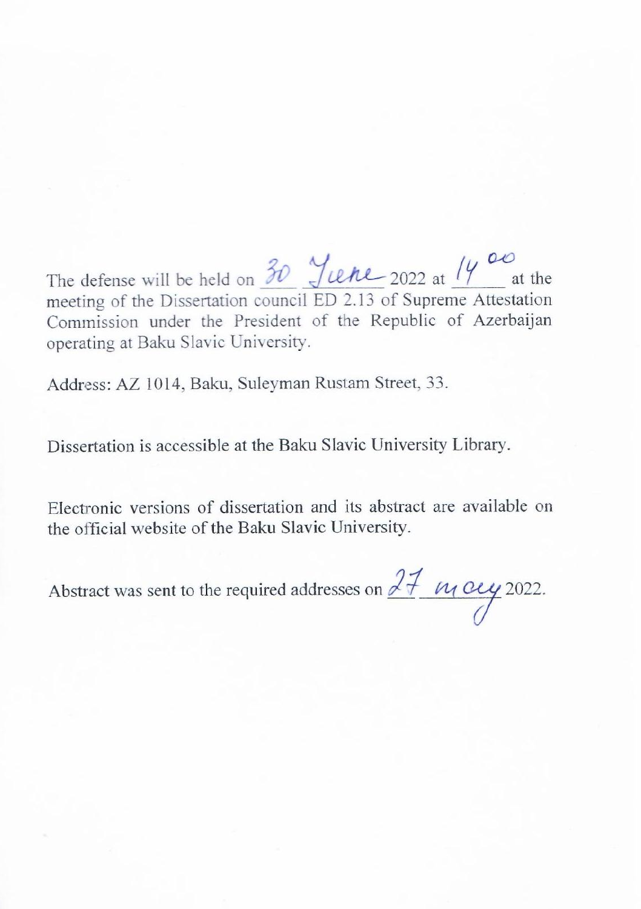The defense will be held on 30 June 2022 at $14^{00}$ at the meeting of the Dissertation council ED 2.13 of Supreme Attestation Commission under the President of the Republic of Azerbaijan operating at Baku Slavic University.

Address: AZ 1014, Baku, Suleyman Rustam Street, 33.

Dissertation is accessible at the Baku Slavic University Library.

Electronic versions of dissertation and its abstract are available on the official website of the Baku Slavic University.

Abstract was sent to the required addresses on 27 may 2022.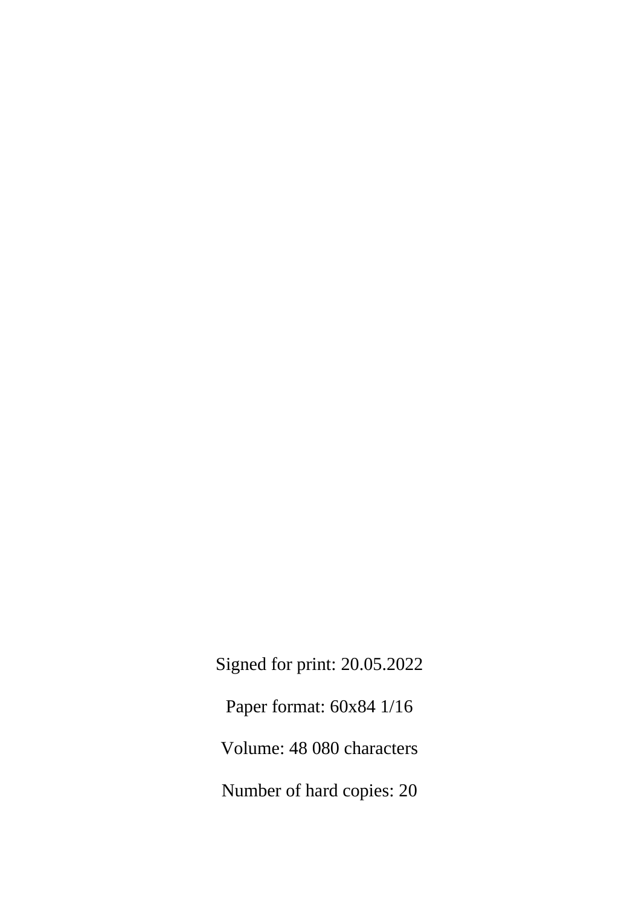Signed for print: 20.05.2022

Paper format: 60x84 1/16

Volume: 48 080 characters

Number of hard copies: 20